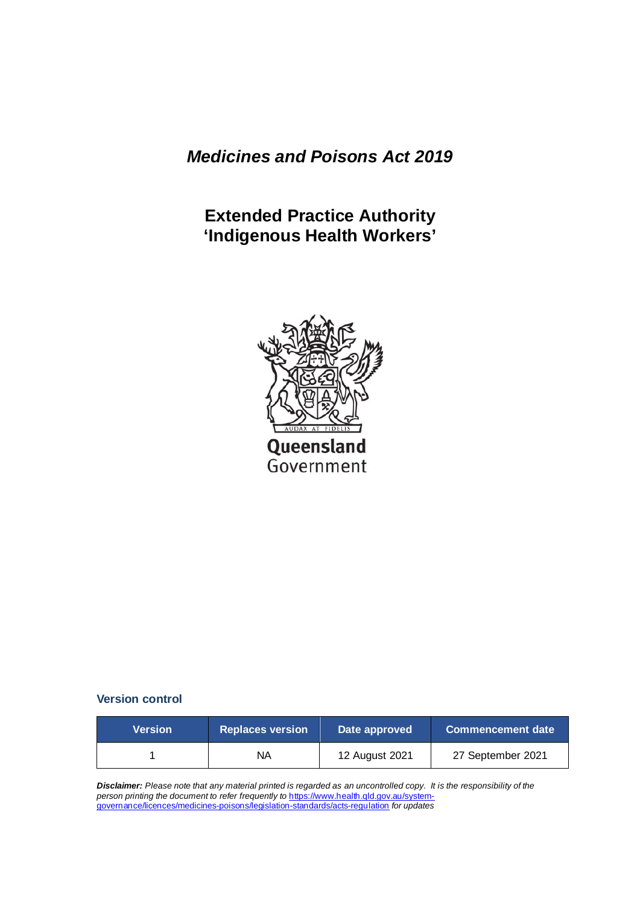# *Medicines and Poisons Act 2019*

## Extended Practice Authority 'Indigenous Health Workers'

Queensland Government

### Version control

| Version | Replaces version | Date approved | Commencement date |
|---|---|---|---|
| 1 | NA | 12 August 2021 | 27 September 2021 |

***Disclaimer:*** *Please note that any material printed is regarded as an uncontrolled copy. It is the responsibility of the person printing the document to refer frequently to* https://www.health.qld.gov.au/system-governance/licences/medicines-poisons/legislation-standards/acts-regulation *for updates*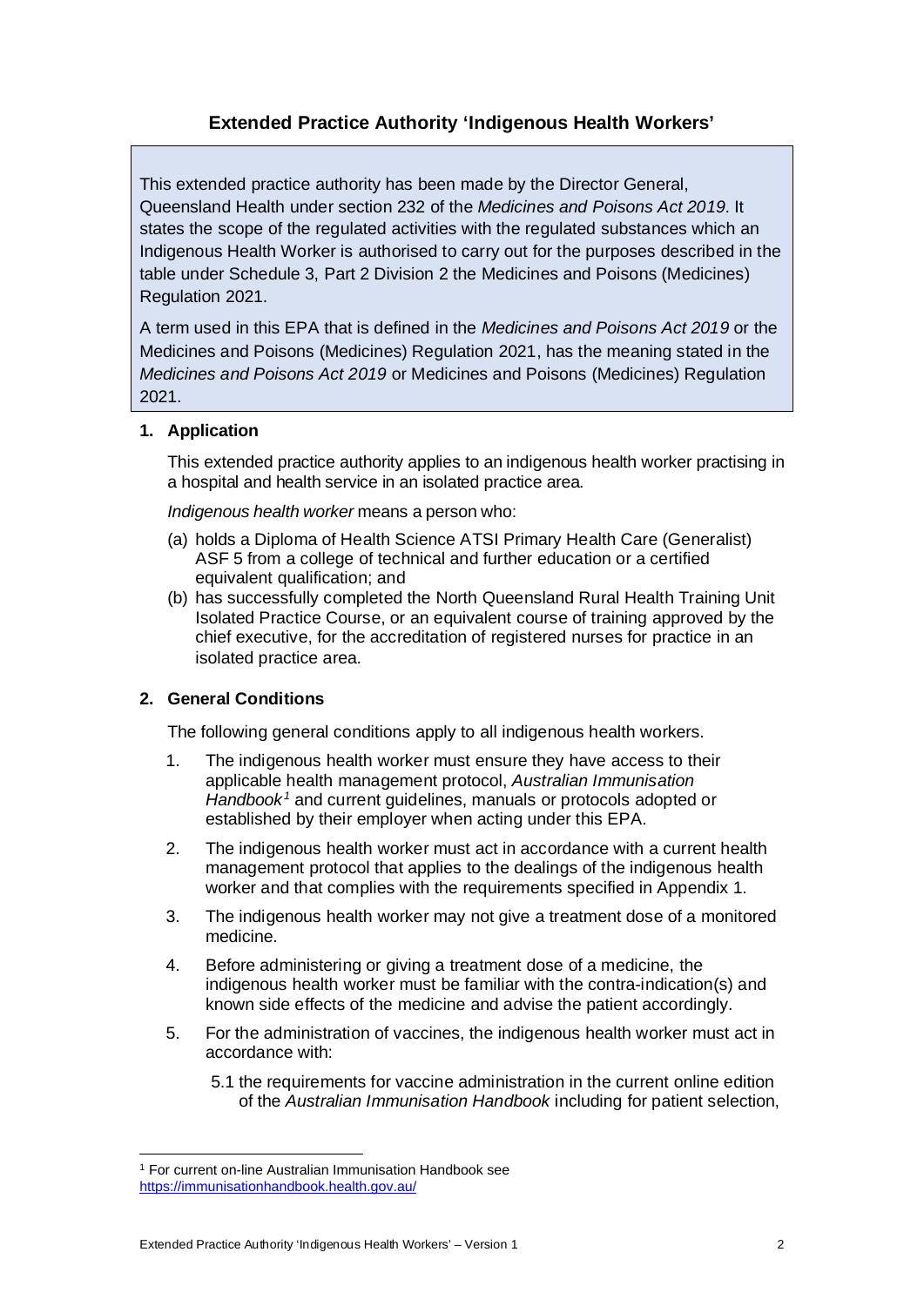# Extended Practice Authority 'Indigenous Health Workers'

This extended practice authority has been made by the Director General, Queensland Health under section 232 of the *Medicines and Poisons Act 2019*. It states the scope of the regulated activities with the regulated substances which an Indigenous Health Worker is authorised to carry out for the purposes described in the table under Schedule 3, Part 2 Division 2 the Medicines and Poisons (Medicines) Regulation 2021.

A term used in this EPA that is defined in the *Medicines and Poisons Act 2019* or the Medicines and Poisons (Medicines) Regulation 2021, has the meaning stated in the *Medicines and Poisons Act 2019* or Medicines and Poisons (Medicines) Regulation 2021.

## 1. Application

This extended practice authority applies to an indigenous health worker practising in a hospital and health service in an isolated practice area.

*Indigenous health worker* means a person who:

(a) holds a Diploma of Health Science ATSI Primary Health Care (Generalist) ASF 5 from a college of technical and further education or a certified equivalent qualification; and

(b) has successfully completed the North Queensland Rural Health Training Unit Isolated Practice Course, or an equivalent course of training approved by the chief executive, for the accreditation of registered nurses for practice in an isolated practice area.

## 2. General Conditions

The following general conditions apply to all indigenous health workers.

1. The indigenous health worker must ensure they have access to their applicable health management protocol, *Australian Immunisation Handbook*[1] and current guidelines, manuals or protocols adopted or established by their employer when acting under this EPA.

2. The indigenous health worker must act in accordance with a current health management protocol that applies to the dealings of the indigenous health worker and that complies with the requirements specified in Appendix 1.

3. The indigenous health worker may not give a treatment dose of a monitored medicine.

4. Before administering or giving a treatment dose of a medicine, the indigenous health worker must be familiar with the contra-indication(s) and known side effects of the medicine and advise the patient accordingly.

5. For the administration of vaccines, the indigenous health worker must act in accordance with:

   5.1 the requirements for vaccine administration in the current online edition of the *Australian Immunisation Handbook* including for patient selection,

[1] For current on-line Australian Immunisation Handbook see https://immunisationhandbook.health.gov.au/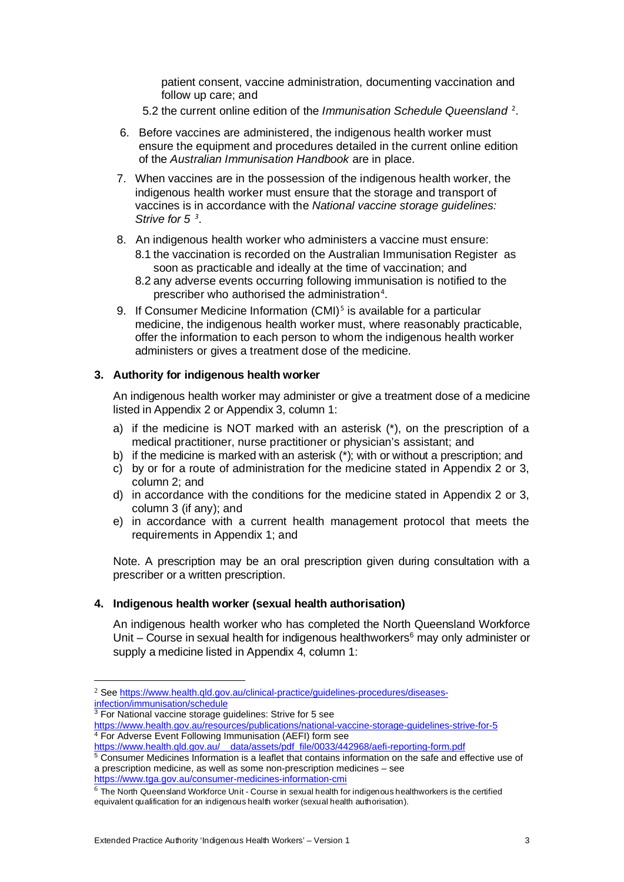patient consent, vaccine administration, documenting vaccination and follow up care; and

5.2 the current online edition of the *Immunisation Schedule Queensland* [2].

6. Before vaccines are administered, the indigenous health worker must ensure the equipment and procedures detailed in the current online edition of the *Australian Immunisation Handbook* are in place.

7. When vaccines are in the possession of the indigenous health worker, the indigenous health worker must ensure that the storage and transport of vaccines is in accordance with the *National vaccine storage guidelines: Strive for 5* [3].

8. An indigenous health worker who administers a vaccine must ensure:
   8.1 the vaccination is recorded on the Australian Immunisation Register as soon as practicable and ideally at the time of vaccination; and
   8.2 any adverse events occurring following immunisation is notified to the prescriber who authorised the administration[4].

9. If Consumer Medicine Information (CMI)[5] is available for a particular medicine, the indigenous health worker must, where reasonably practicable, offer the information to each person to whom the indigenous health worker administers or gives a treatment dose of the medicine.

### 3. Authority for indigenous health worker

An indigenous health worker may administer or give a treatment dose of a medicine listed in Appendix 2 or Appendix 3, column 1:

a) if the medicine is NOT marked with an asterisk (*), on the prescription of a medical practitioner, nurse practitioner or physician's assistant; and
b) if the medicine is marked with an asterisk (*); with or without a prescription; and
c) by or for a route of administration for the medicine stated in Appendix 2 or 3, column 2; and
d) in accordance with the conditions for the medicine stated in Appendix 2 or 3, column 3 (if any); and
e) in accordance with a current health management protocol that meets the requirements in Appendix 1; and

Note. A prescription may be an oral prescription given during consultation with a prescriber or a written prescription.

### 4. Indigenous health worker (sexual health authorisation)

An indigenous health worker who has completed the North Queensland Workforce Unit – Course in sexual health for indigenous healthworkers[6] may only administer or supply a medicine listed in Appendix 4, column 1:

---

[2] See https://www.health.qld.gov.au/clinical-practice/guidelines-procedures/diseases-infection/immunisation/schedule

[3] For National vaccine storage guidelines: Strive for 5 see https://www.health.gov.au/resources/publications/national-vaccine-storage-guidelines-strive-for-5

[4] For Adverse Event Following Immunisation (AEFI) form see https://www.health.qld.gov.au/__data/assets/pdf_file/0033/442968/aefi-reporting-form.pdf

[5] Consumer Medicines Information is a leaflet that contains information on the safe and effective use of a prescription medicine, as well as some non-prescription medicines – see https://www.tga.gov.au/consumer-medicines-information-cmi

[6] The North Queensland Workforce Unit - Course in sexual health for indigenous healthworkers is the certified equivalent qualification for an indigenous health worker (sexual health authorisation).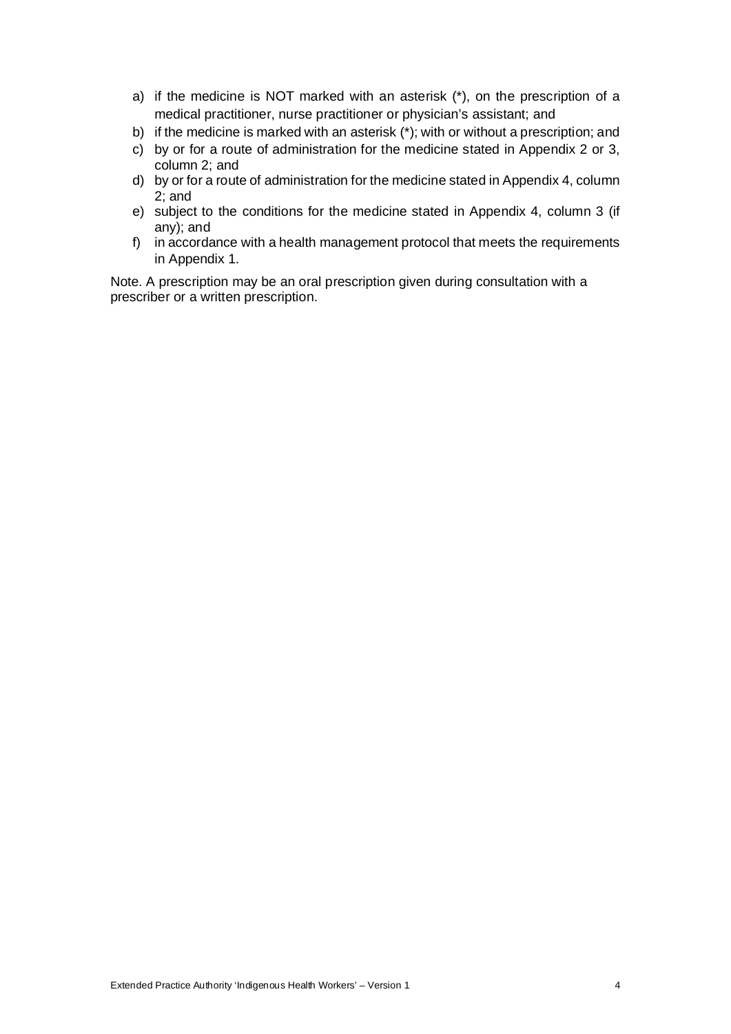a) if the medicine is NOT marked with an asterisk (*), on the prescription of a medical practitioner, nurse practitioner or physician's assistant; and
b) if the medicine is marked with an asterisk (*); with or without a prescription; and
c) by or for a route of administration for the medicine stated in Appendix 2 or 3, column 2; and
d) by or for a route of administration for the medicine stated in Appendix 4, column 2; and
e) subject to the conditions for the medicine stated in Appendix 4, column 3 (if any); and
f) in accordance with a health management protocol that meets the requirements in Appendix 1.

Note. A prescription may be an oral prescription given during consultation with a prescriber or a written prescription.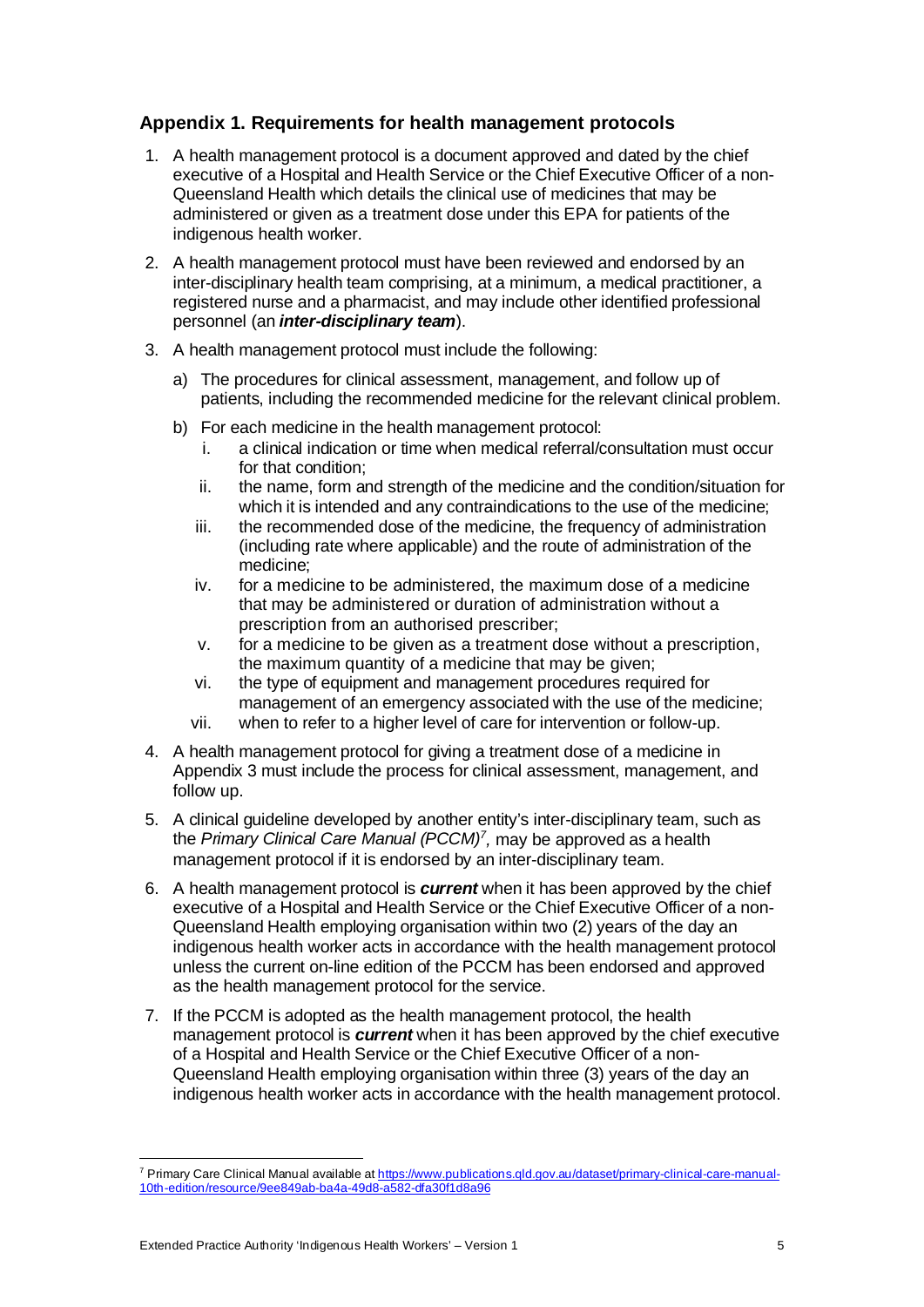## Appendix 1. Requirements for health management protocols

1. A health management protocol is a document approved and dated by the chief executive of a Hospital and Health Service or the Chief Executive Officer of a non-Queensland Health which details the clinical use of medicines that may be administered or given as a treatment dose under this EPA for patients of the indigenous health worker.
2. A health management protocol must have been reviewed and endorsed by an inter-disciplinary health team comprising, at a minimum, a medical practitioner, a registered nurse and a pharmacist, and may include other identified professional personnel (an ***inter-disciplinary team***).
3. A health management protocol must include the following:
   a) The procedures for clinical assessment, management, and follow up of patients, including the recommended medicine for the relevant clinical problem.
   b) For each medicine in the health management protocol:
      i. a clinical indication or time when medical referral/consultation must occur for that condition;
      ii. the name, form and strength of the medicine and the condition/situation for which it is intended and any contraindications to the use of the medicine;
      iii. the recommended dose of the medicine, the frequency of administration (including rate where applicable) and the route of administration of the medicine;
      iv. for a medicine to be administered, the maximum dose of a medicine that may be administered or duration of administration without a prescription from an authorised prescriber;
      v. for a medicine to be given as a treatment dose without a prescription, the maximum quantity of a medicine that may be given;
      vi. the type of equipment and management procedures required for management of an emergency associated with the use of the medicine;
      vii. when to refer to a higher level of care for intervention or follow-up.
4. A health management protocol for giving a treatment dose of a medicine in Appendix 3 must include the process for clinical assessment, management, and follow up.
5. A clinical guideline developed by another entity's inter-disciplinary team, such as the *Primary Clinical Care Manual (PCCM)*[7], may be approved as a health management protocol if it is endorsed by an inter-disciplinary team.
6. A health management protocol is ***current*** when it has been approved by the chief executive of a Hospital and Health Service or the Chief Executive Officer of a non-Queensland Health employing organisation within two (2) years of the day an indigenous health worker acts in accordance with the health management protocol unless the current on-line edition of the PCCM has been endorsed and approved as the health management protocol for the service.
7. If the PCCM is adopted as the health management protocol, the health management protocol is ***current*** when it has been approved by the chief executive of a Hospital and Health Service or the Chief Executive Officer of a non-Queensland Health employing organisation within three (3) years of the day an indigenous health worker acts in accordance with the health management protocol.

[7] Primary Care Clinical Manual available at https://www.publications.qld.gov.au/dataset/primary-clinical-care-manual-10th-edition/resource/9ee849ab-ba4a-49d8-a582-dfa30f1d8a96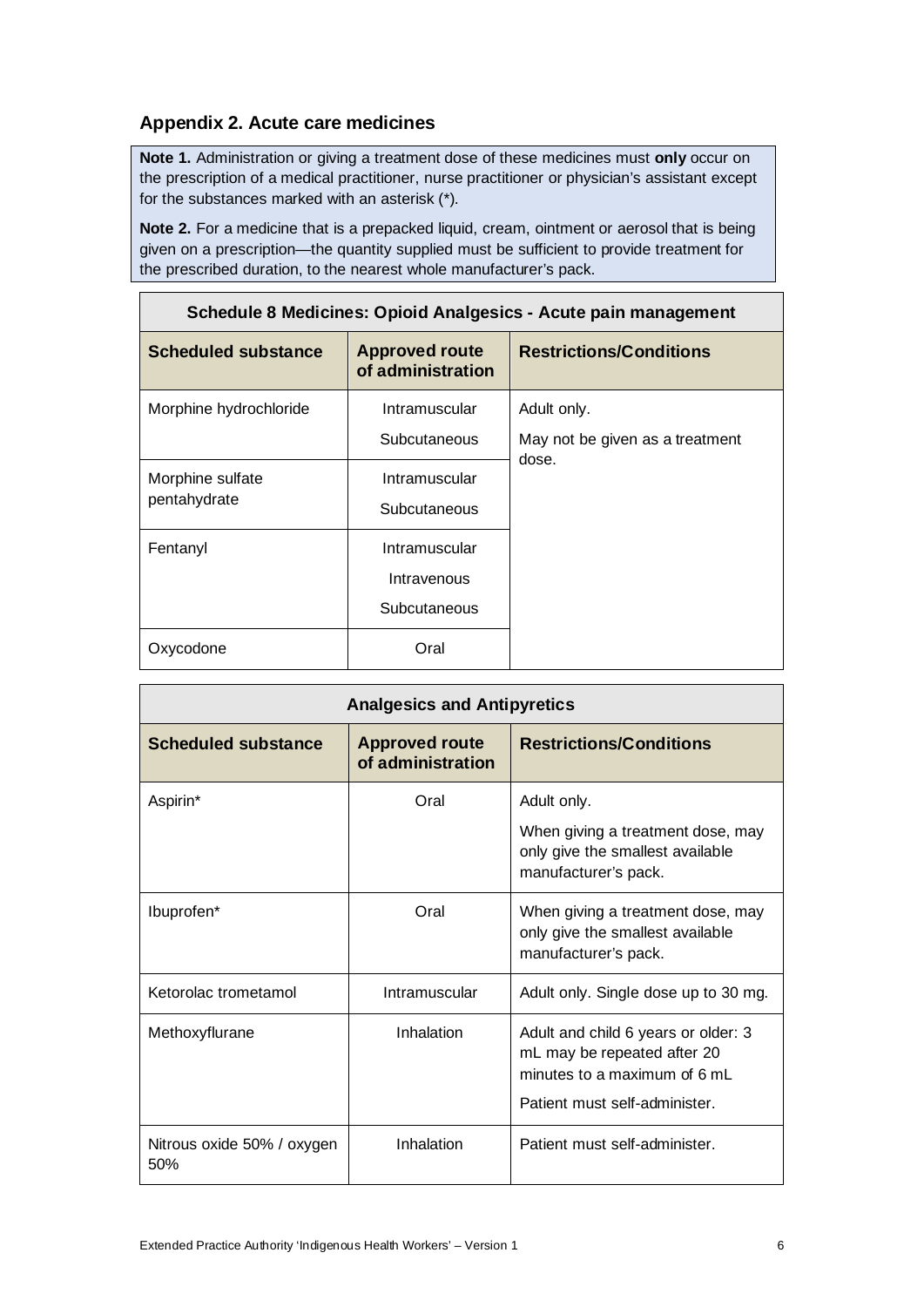## Appendix 2. Acute care medicines

**Note 1.** Administration or giving a treatment dose of these medicines must **only** occur on the prescription of a medical practitioner, nurse practitioner or physician's assistant except for the substances marked with an asterisk (*).

**Note 2.** For a medicine that is a prepacked liquid, cream, ointment or aerosol that is being given on a prescription—the quantity supplied must be sufficient to provide treatment for the prescribed duration, to the nearest whole manufacturer's pack.

| Schedule 8 Medicines: Opioid Analgesics - Acute pain management | | |
|---|---|---|
| **Scheduled substance** | **Approved route of administration** | **Restrictions/Conditions** |
| Morphine hydrochloride | Intramuscular<br>Subcutaneous | Adult only.<br>May not be given as a treatment dose. |
| Morphine sulfate pentahydrate | Intramuscular<br>Subcutaneous | |
| Fentanyl | Intramuscular<br>Intravenous<br>Subcutaneous | |
| Oxycodone | Oral | |

| Analgesics and Antipyretics | | |
|---|---|---|
| **Scheduled substance** | **Approved route of administration** | **Restrictions/Conditions** |
| Aspirin* | Oral | Adult only.<br>When giving a treatment dose, may only give the smallest available manufacturer's pack. |
| Ibuprofen* | Oral | When giving a treatment dose, may only give the smallest available manufacturer's pack. |
| Ketorolac trometamol | Intramuscular | Adult only. Single dose up to 30 mg. |
| Methoxyflurane | Inhalation | Adult and child 6 years or older: 3 mL may be repeated after 20 minutes to a maximum of 6 mL<br>Patient must self-administer. |
| Nitrous oxide 50% / oxygen 50% | Inhalation | Patient must self-administer. |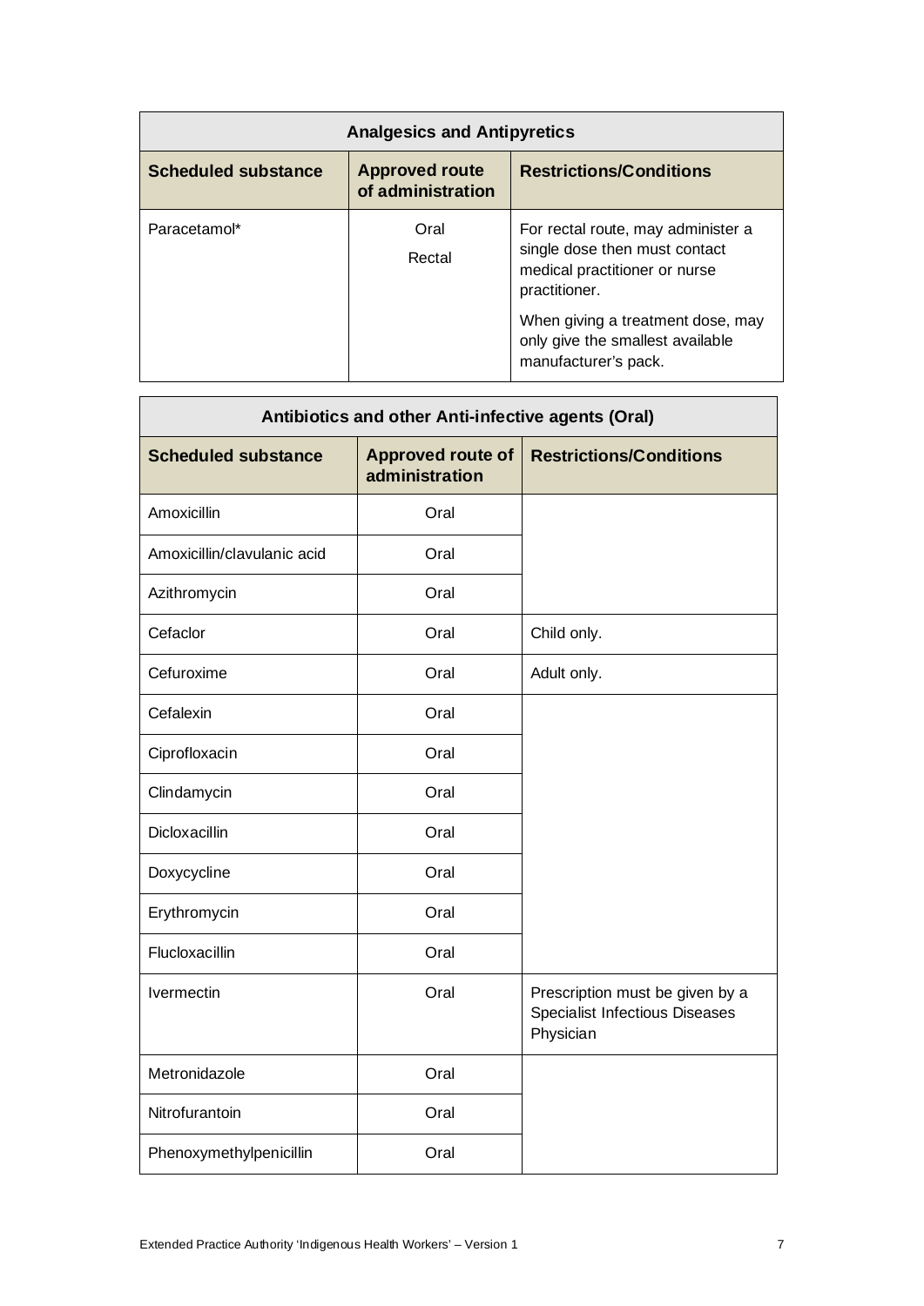| Analgesics and Antipyretics | | |
|---|---|---|
| **Scheduled substance** | **Approved route of administration** | **Restrictions/Conditions** |
| Paracetamol* | Oral<br>Rectal | For rectal route, may administer a single dose then must contact medical practitioner or nurse practitioner.<br><br>When giving a treatment dose, may only give the smallest available manufacturer's pack. |

| Antibiotics and other Anti-infective agents (Oral) | | |
|---|---|---|
| **Scheduled substance** | **Approved route of administration** | **Restrictions/Conditions** |
| Amoxicillin | Oral | |
| Amoxicillin/clavulanic acid | Oral | |
| Azithromycin | Oral | |
| Cefaclor | Oral | Child only. |
| Cefuroxime | Oral | Adult only. |
| Cefalexin | Oral | |
| Ciprofloxacin | Oral | |
| Clindamycin | Oral | |
| Dicloxacillin | Oral | |
| Doxycycline | Oral | |
| Erythromycin | Oral | |
| Flucloxacillin | Oral | |
| Ivermectin | Oral | Prescription must be given by a Specialist Infectious Diseases Physician |
| Metronidazole | Oral | |
| Nitrofurantoin | Oral | |
| Phenoxymethylpenicillin | Oral | |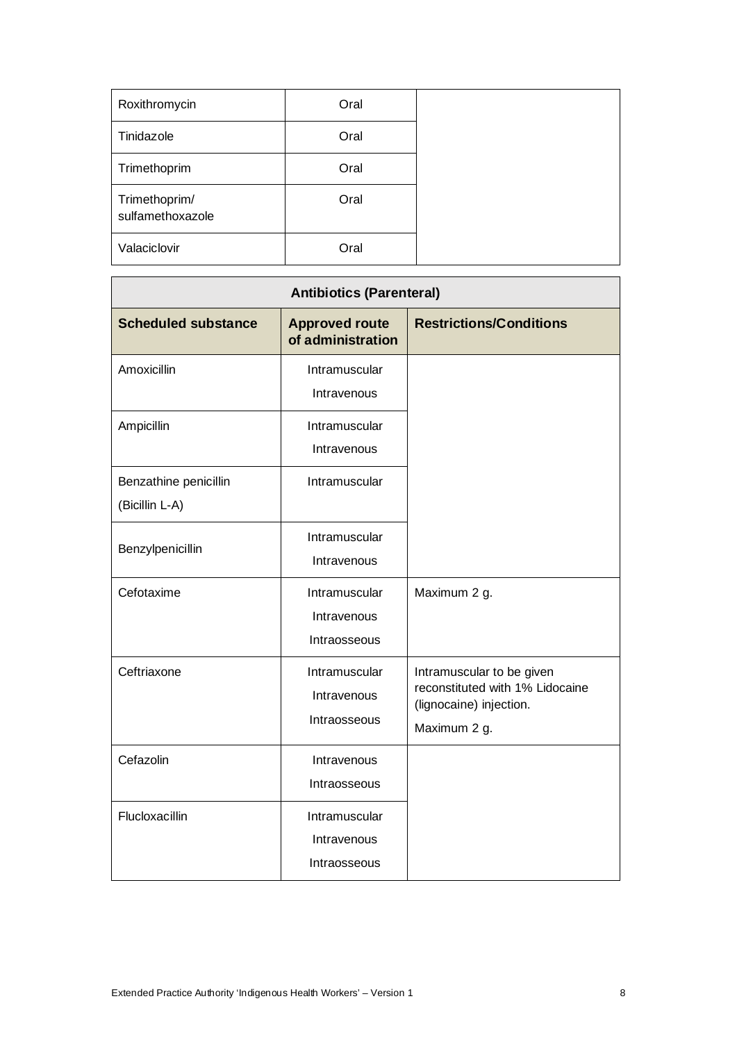| | | |
|---|---|---|
| Roxithromycin | Oral | |
| Tinidazole | Oral | |
| Trimethoprim | Oral | |
| Trimethoprim/ sulfamethoxazole | Oral | |
| Valaciclovir | Oral | |

| Antibiotics (Parenteral) | | |
|---|---|---|
| **Scheduled substance** | **Approved route of administration** | **Restrictions/Conditions** |
| Amoxicillin | Intramuscular<br>Intravenous | |
| Ampicillin | Intramuscular<br>Intravenous | |
| Benzathine penicillin<br>(Bicillin L-A) | Intramuscular | |
| Benzylpenicillin | Intramuscular<br>Intravenous | |
| Cefotaxime | Intramuscular<br>Intravenous<br>Intraosseous | Maximum 2 g. |
| Ceftriaxone | Intramuscular<br>Intravenous<br>Intraosseous | Intramuscular to be given reconstituted with 1% Lidocaine (lignocaine) injection.<br>Maximum 2 g. |
| Cefazolin | Intravenous<br>Intraosseous | |
| Flucloxacillin | Intramuscular<br>Intravenous<br>Intraosseous | |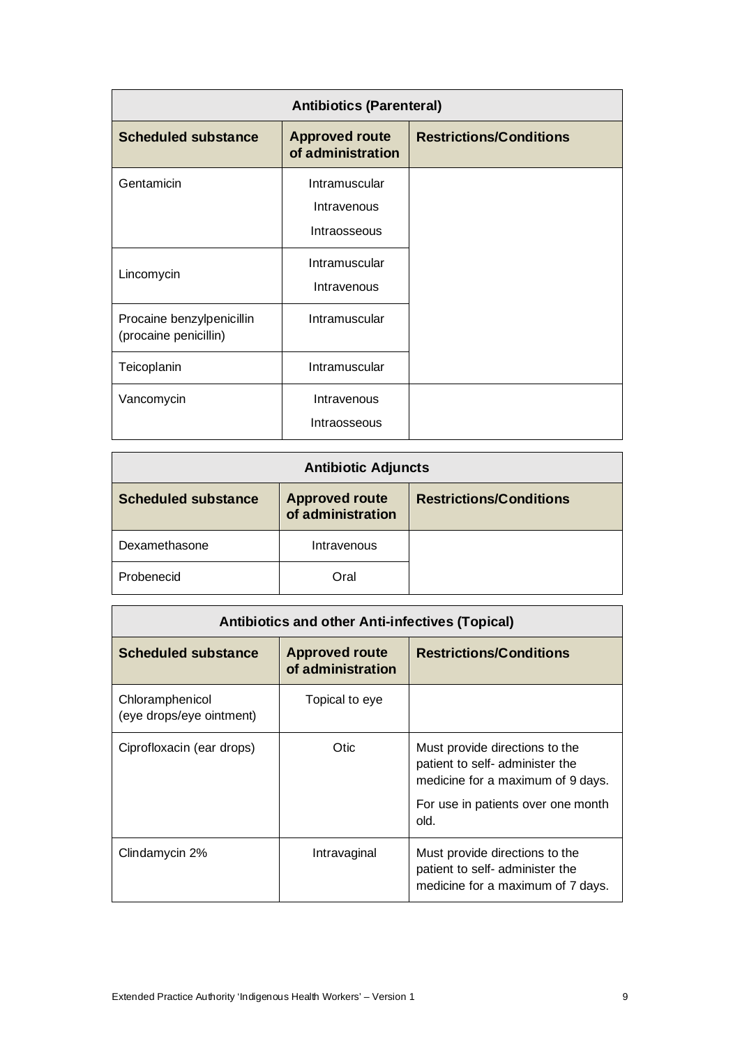| Antibiotics (Parenteral) | | |
|---|---|---|
| **Scheduled substance** | **Approved route of administration** | **Restrictions/Conditions** |
| Gentamicin | Intramuscular<br>Intravenous<br>Intraosseous | |
| Lincomycin | Intramuscular<br>Intravenous | |
| Procaine benzylpenicillin (procaine penicillin) | Intramuscular | |
| Teicoplanin | Intramuscular | |
| Vancomycin | Intravenous<br>Intraosseous | |

| Antibiotic Adjuncts | | |
|---|---|---|
| **Scheduled substance** | **Approved route of administration** | **Restrictions/Conditions** |
| Dexamethasone | Intravenous | |
| Probenecid | Oral | |

| Antibiotics and other Anti-infectives (Topical) | | |
|---|---|---|
| **Scheduled substance** | **Approved route of administration** | **Restrictions/Conditions** |
| Chloramphenicol (eye drops/eye ointment) | Topical to eye | |
| Ciprofloxacin (ear drops) | Otic | Must provide directions to the patient to self- administer the medicine for a maximum of 9 days.<br>For use in patients over one month old. |
| Clindamycin 2% | Intravaginal | Must provide directions to the patient to self- administer the medicine for a maximum of 7 days. |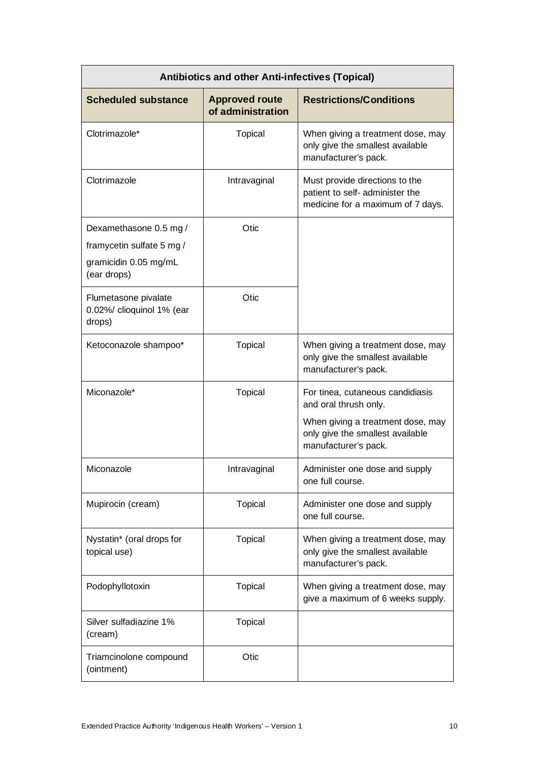| Antibiotics and other Anti-infectives (Topical) | | |
|---|---|---|
| **Scheduled substance** | **Approved route of administration** | **Restrictions/Conditions** |
| Clotrimazole* | Topical | When giving a treatment dose, may only give the smallest available manufacturer's pack. |
| Clotrimazole | Intravaginal | Must provide directions to the patient to self- administer the medicine for a maximum of 7 days. |
| Dexamethasone 0.5 mg / framycetin sulfate 5 mg / gramicidin 0.05 mg/mL (ear drops) | Otic | |
| Flumetasone pivalate 0.02%/ clioquinol 1% (ear drops) | Otic | |
| Ketoconazole shampoo* | Topical | When giving a treatment dose, may only give the smallest available manufacturer's pack. |
| Miconazole* | Topical | For tinea, cutaneous candidiasis and oral thrush only.<br><br>When giving a treatment dose, may only give the smallest available manufacturer's pack. |
| Miconazole | Intravaginal | Administer one dose and supply one full course. |
| Mupirocin (cream) | Topical | Administer one dose and supply one full course. |
| Nystatin* (oral drops for topical use) | Topical | When giving a treatment dose, may only give the smallest available manufacturer's pack. |
| Podophyllotoxin | Topical | When giving a treatment dose, may give a maximum of 6 weeks supply. |
| Silver sulfadiazine 1% (cream) | Topical | |
| Triamcinolone compound (ointment) | Otic | |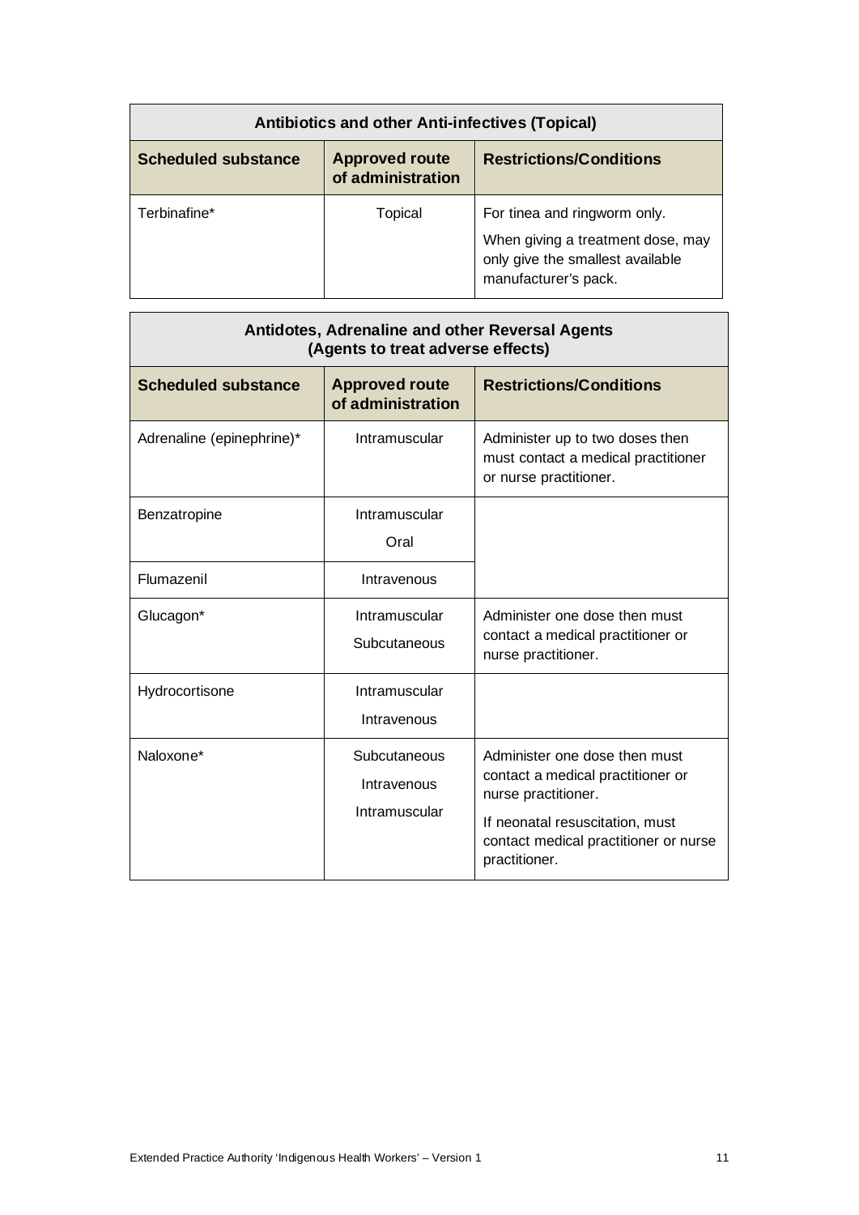| Antibiotics and other Anti-infectives (Topical) | | |
|---|---|---|
| **Scheduled substance** | **Approved route of administration** | **Restrictions/Conditions** |
| Terbinafine* | Topical | For tinea and ringworm only.<br>When giving a treatment dose, may only give the smallest available manufacturer's pack. |

| Antidotes, Adrenaline and other Reversal Agents (Agents to treat adverse effects) | | |
|---|---|---|
| **Scheduled substance** | **Approved route of administration** | **Restrictions/Conditions** |
| Adrenaline (epinephrine)* | Intramuscular | Administer up to two doses then must contact a medical practitioner or nurse practitioner. |
| Benzatropine | Intramuscular<br>Oral | |
| Flumazenil | Intravenous | |
| Glucagon* | Intramuscular<br>Subcutaneous | Administer one dose then must contact a medical practitioner or nurse practitioner. |
| Hydrocortisone | Intramuscular<br>Intravenous | |
| Naloxone* | Subcutaneous<br>Intravenous<br>Intramuscular | Administer one dose then must contact a medical practitioner or nurse practitioner.<br>If neonatal resuscitation, must contact medical practitioner or nurse practitioner. |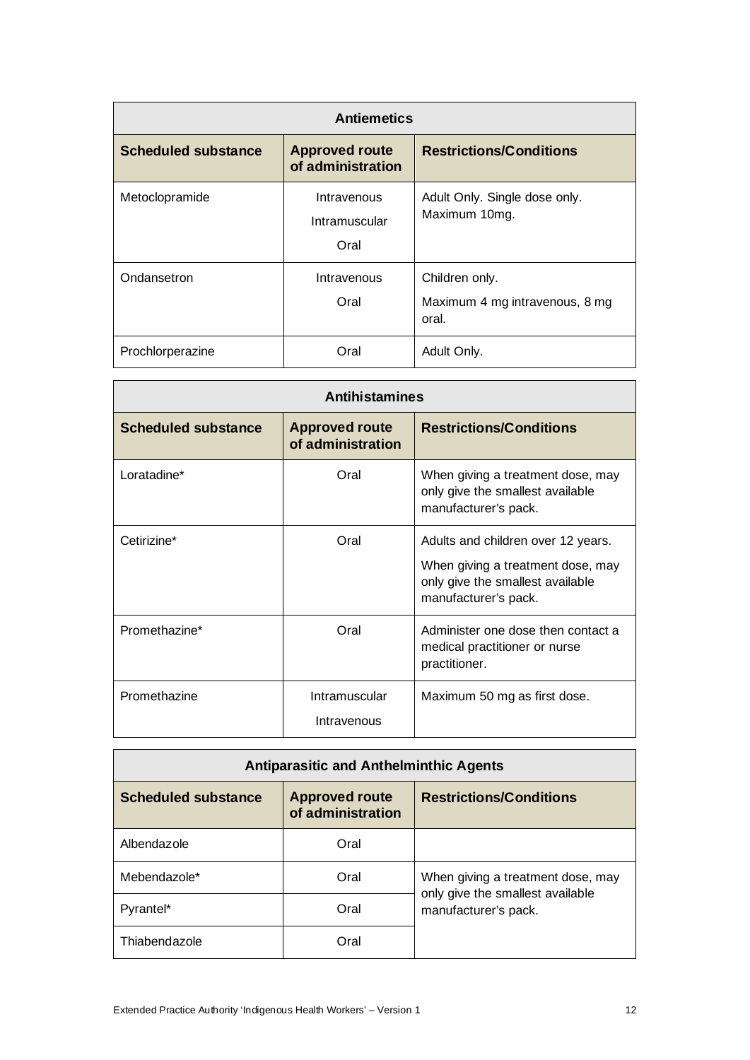| Antiemetics | | |
|---|---|---|
| **Scheduled substance** | **Approved route of administration** | **Restrictions/Conditions** |
| Metoclopramide | Intravenous<br>Intramuscular<br>Oral | Adult Only. Single dose only. Maximum 10mg. |
| Ondansetron | Intravenous<br>Oral | Children only.<br>Maximum 4 mg intravenous, 8 mg oral. |
| Prochlorperazine | Oral | Adult Only. |

| Antihistamines | | |
|---|---|---|
| **Scheduled substance** | **Approved route of administration** | **Restrictions/Conditions** |
| Loratadine* | Oral | When giving a treatment dose, may only give the smallest available manufacturer's pack. |
| Cetirizine* | Oral | Adults and children over 12 years.<br>When giving a treatment dose, may only give the smallest available manufacturer's pack. |
| Promethazine* | Oral | Administer one dose then contact a medical practitioner or nurse practitioner. |
| Promethazine | Intramuscular<br>Intravenous | Maximum 50 mg as first dose. |

| Antiparasitic and Anthelminthic Agents | | |
|---|---|---|
| **Scheduled substance** | **Approved route of administration** | **Restrictions/Conditions** |
| Albendazole | Oral | |
| Mebendazole* | Oral | When giving a treatment dose, may only give the smallest available manufacturer's pack. |
| Pyrantel* | Oral | |
| Thiabendazole | Oral | |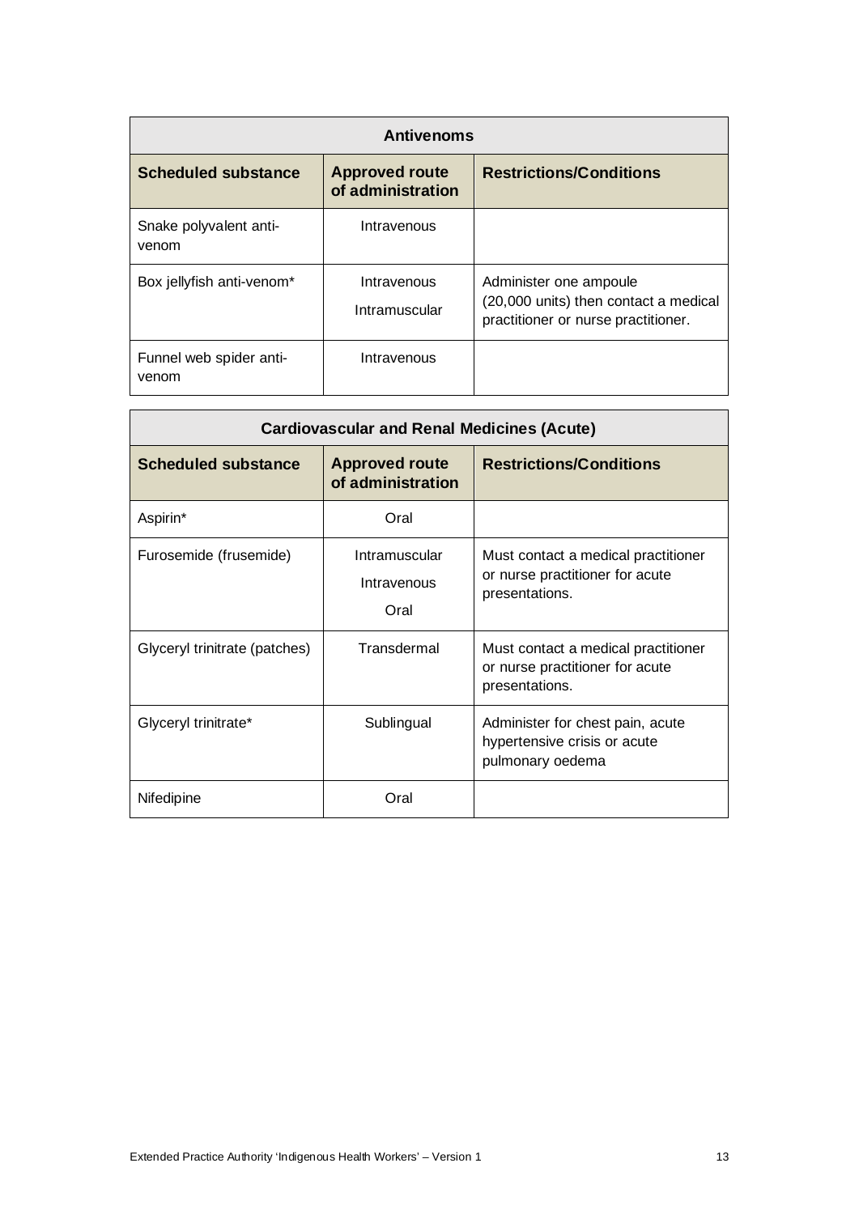| Antivenoms | | |
|---|---|---|
| **Scheduled substance** | **Approved route of administration** | **Restrictions/Conditions** |
| Snake polyvalent anti-venom | Intravenous | |
| Box jellyfish anti-venom* | Intravenous<br>Intramuscular | Administer one ampoule (20,000 units) then contact a medical practitioner or nurse practitioner. |
| Funnel web spider anti-venom | Intravenous | |

| Cardiovascular and Renal Medicines (Acute) | | |
|---|---|---|
| **Scheduled substance** | **Approved route of administration** | **Restrictions/Conditions** |
| Aspirin* | Oral | |
| Furosemide (frusemide) | Intramuscular<br>Intravenous<br>Oral | Must contact a medical practitioner or nurse practitioner for acute presentations. |
| Glyceryl trinitrate (patches) | Transdermal | Must contact a medical practitioner or nurse practitioner for acute presentations. |
| Glyceryl trinitrate* | Sublingual | Administer for chest pain, acute hypertensive crisis or acute pulmonary oedema |
| Nifedipine | Oral | |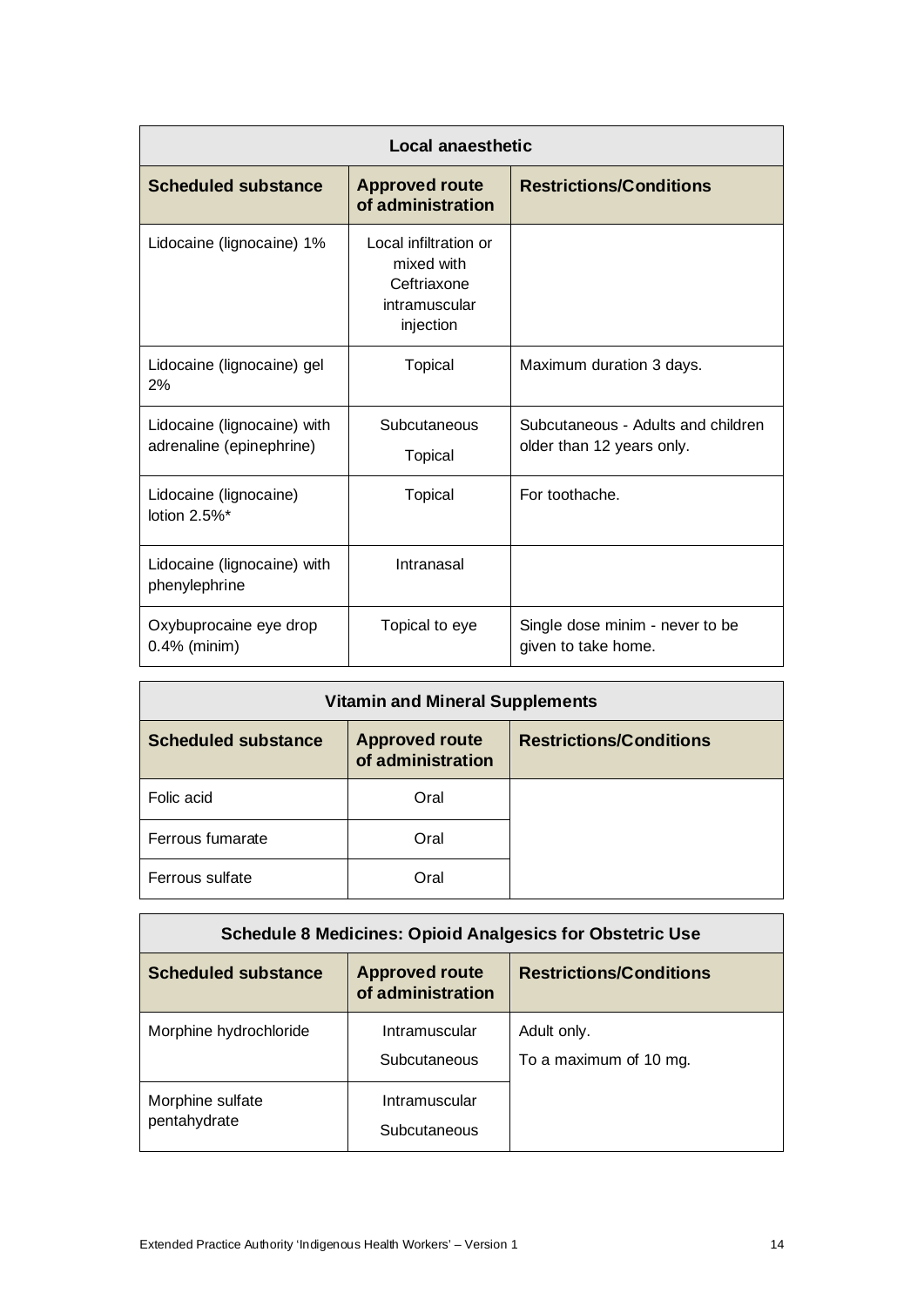| Local anaesthetic | | |
|---|---|---|
| **Scheduled substance** | **Approved route of administration** | **Restrictions/Conditions** |
| Lidocaine (lignocaine) 1% | Local infiltration or mixed with Ceftriaxone intramuscular injection | |
| Lidocaine (lignocaine) gel 2% | Topical | Maximum duration 3 days. |
| Lidocaine (lignocaine) with adrenaline (epinephrine) | Subcutaneous<br>Topical | Subcutaneous - Adults and children older than 12 years only. |
| Lidocaine (lignocaine) lotion 2.5%* | Topical | For toothache. |
| Lidocaine (lignocaine) with phenylephrine | Intranasal | |
| Oxybuprocaine eye drop 0.4% (minim) | Topical to eye | Single dose minim - never to be given to take home. |

| Vitamin and Mineral Supplements | | |
|---|---|---|
| **Scheduled substance** | **Approved route of administration** | **Restrictions/Conditions** |
| Folic acid | Oral | |
| Ferrous fumarate | Oral | |
| Ferrous sulfate | Oral | |

| Schedule 8 Medicines: Opioid Analgesics for Obstetric Use | | |
|---|---|---|
| **Scheduled substance** | **Approved route of administration** | **Restrictions/Conditions** |
| Morphine hydrochloride | Intramuscular<br>Subcutaneous | Adult only.<br>To a maximum of 10 mg. |
| Morphine sulfate pentahydrate | Intramuscular<br>Subcutaneous | |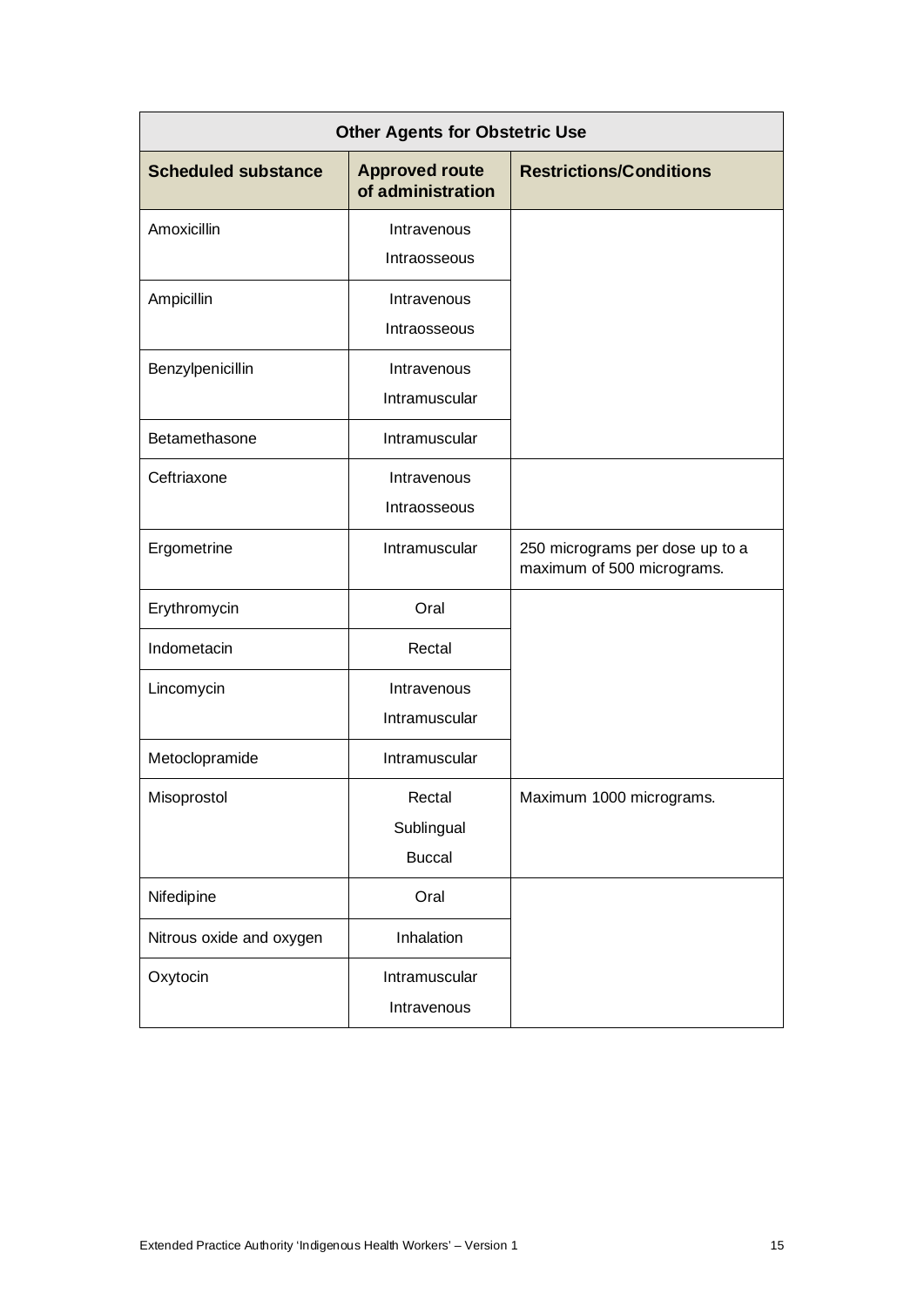| Other Agents for Obstetric Use | | |
|---|---|---|
| **Scheduled substance** | **Approved route of administration** | **Restrictions/Conditions** |
| Amoxicillin | Intravenous<br>Intraosseous | |
| Ampicillin | Intravenous<br>Intraosseous | |
| Benzylpenicillin | Intravenous<br>Intramuscular | |
| Betamethasone | Intramuscular | |
| Ceftriaxone | Intravenous<br>Intraosseous | |
| Ergometrine | Intramuscular | 250 micrograms per dose up to a maximum of 500 micrograms. |
| Erythromycin | Oral | |
| Indometacin | Rectal | |
| Lincomycin | Intravenous<br>Intramuscular | |
| Metoclopramide | Intramuscular | |
| Misoprostol | Rectal<br>Sublingual<br>Buccal | Maximum 1000 micrograms. |
| Nifedipine | Oral | |
| Nitrous oxide and oxygen | Inhalation | |
| Oxytocin | Intramuscular<br>Intravenous | |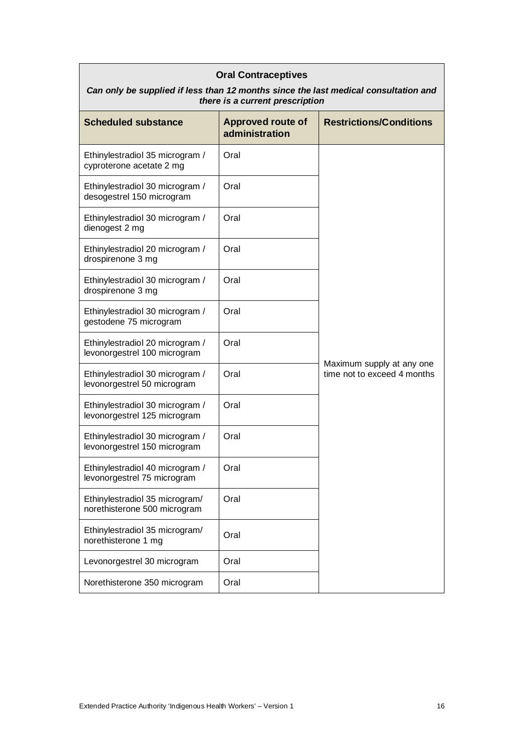**Oral Contraceptives**

***Can only be supplied if less than 12 months since the last medical consultation and there is a current prescription***

| Scheduled substance | Approved route of administration | Restrictions/Conditions |
|---|---|---|
| Ethinylestradiol 35 microgram / cyproterone acetate 2 mg | Oral | Maximum supply at any one time not to exceed 4 months |
| Ethinylestradiol 30 microgram / desogestrel 150 microgram | Oral | |
| Ethinylestradiol 30 microgram / dienogest 2 mg | Oral | |
| Ethinylestradiol 20 microgram / drospirenone 3 mg | Oral | |
| Ethinylestradiol 30 microgram / drospirenone 3 mg | Oral | |
| Ethinylestradiol 30 microgram / gestodene 75 microgram | Oral | |
| Ethinylestradiol 20 microgram / levonorgestrel 100 microgram | Oral | |
| Ethinylestradiol 30 microgram / levonorgestrel 50 microgram | Oral | |
| Ethinylestradiol 30 microgram / levonorgestrel 125 microgram | Oral | |
| Ethinylestradiol 30 microgram / levonorgestrel 150 microgram | Oral | |
| Ethinylestradiol 40 microgram / levonorgestrel 75 microgram | Oral | |
| Ethinylestradiol 35 microgram/ norethisterone 500 microgram | Oral | |
| Ethinylestradiol 35 microgram/ norethisterone 1 mg | Oral | |
| Levonorgestrel 30 microgram | Oral | |
| Norethisterone 350 microgram | Oral | |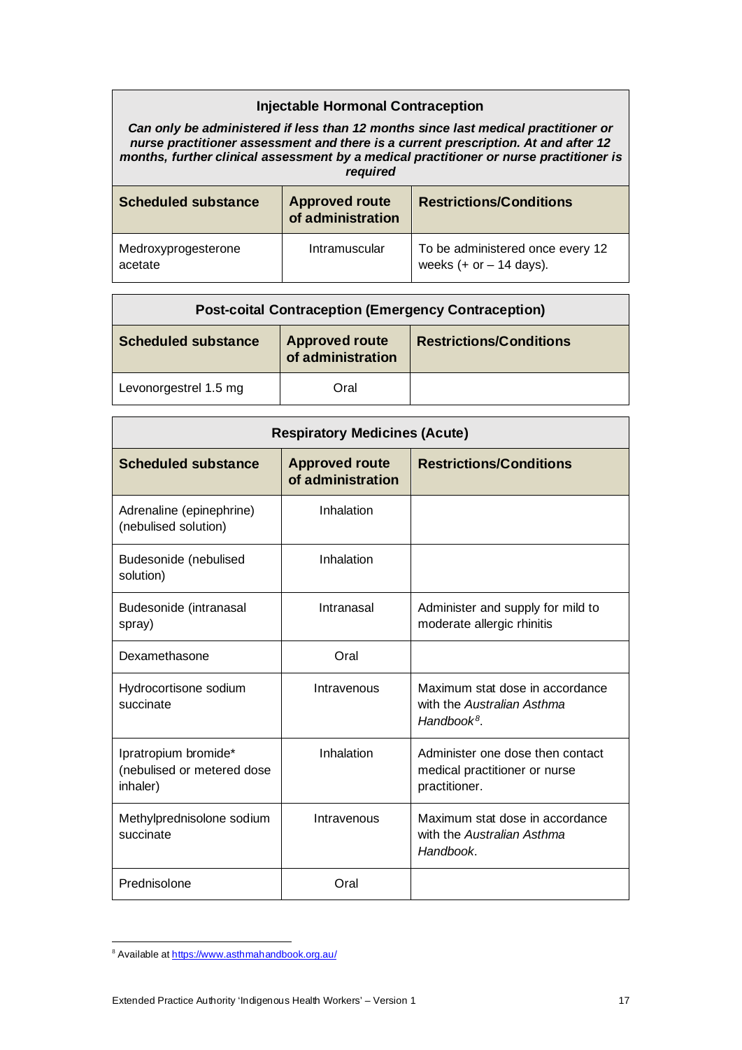| Injectable Hormonal Contraception | | |
|---|---|---|
| ***Can only be administered if less than 12 months since last medical practitioner or nurse practitioner assessment and there is a current prescription. At and after 12 months, further clinical assessment by a medical practitioner or nurse practitioner is required*** | | |
| **Scheduled substance** | **Approved route of administration** | **Restrictions/Conditions** |
| Medroxyprogesterone acetate | Intramuscular | To be administered once every 12 weeks (+ or – 14 days). |

| Post-coital Contraception (Emergency Contraception) | | |
|---|---|---|
| **Scheduled substance** | **Approved route of administration** | **Restrictions/Conditions** |
| Levonorgestrel 1.5 mg | Oral | |

| Respiratory Medicines (Acute) | | |
|---|---|---|
| **Scheduled substance** | **Approved route of administration** | **Restrictions/Conditions** |
| Adrenaline (epinephrine) (nebulised solution) | Inhalation | |
| Budesonide (nebulised solution) | Inhalation | |
| Budesonide (intranasal spray) | Intranasal | Administer and supply for mild to moderate allergic rhinitis |
| Dexamethasone | Oral | |
| Hydrocortisone sodium succinate | Intravenous | Maximum stat dose in accordance with the *Australian Asthma Handbook*[8]. |
| Ipratropium bromide* (nebulised or metered dose inhaler) | Inhalation | Administer one dose then contact medical practitioner or nurse practitioner. |
| Methylprednisolone sodium succinate | Intravenous | Maximum stat dose in accordance with the *Australian Asthma Handbook*. |
| Prednisolone | Oral | |

[8] Available at https://www.asthmahandbook.org.au/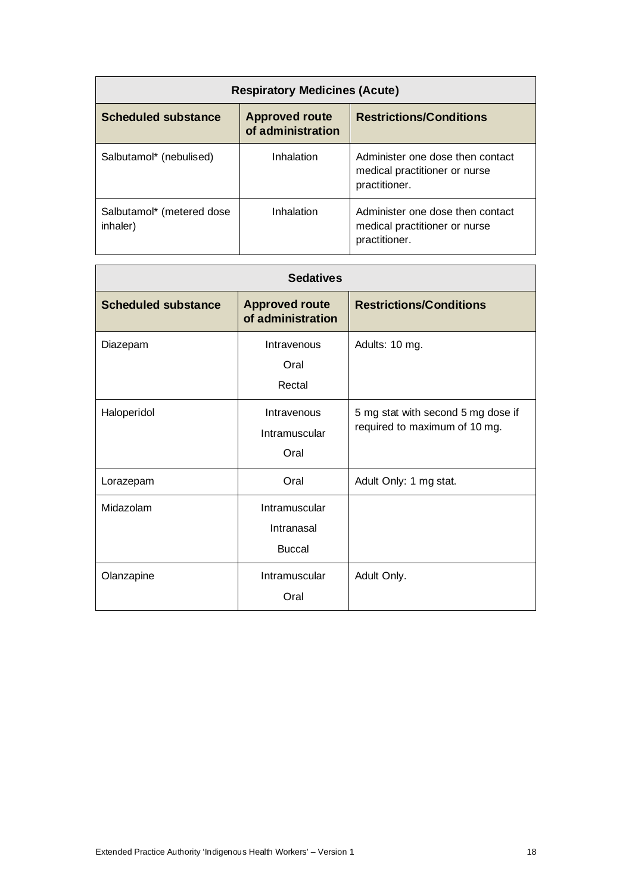| Respiratory Medicines (Acute) | | |
|---|---|---|
| **Scheduled substance** | **Approved route of administration** | **Restrictions/Conditions** |
| Salbutamol* (nebulised) | Inhalation | Administer one dose then contact medical practitioner or nurse practitioner. |
| Salbutamol* (metered dose inhaler) | Inhalation | Administer one dose then contact medical practitioner or nurse practitioner. |

| Sedatives | | |
|---|---|---|
| **Scheduled substance** | **Approved route of administration** | **Restrictions/Conditions** |
| Diazepam | Intravenous<br>Oral<br>Rectal | Adults: 10 mg. |
| Haloperidol | Intravenous<br>Intramuscular<br>Oral | 5 mg stat with second 5 mg dose if required to maximum of 10 mg. |
| Lorazepam | Oral | Adult Only: 1 mg stat. |
| Midazolam | Intramuscular<br>Intranasal<br>Buccal | |
| Olanzapine | Intramuscular<br>Oral | Adult Only. |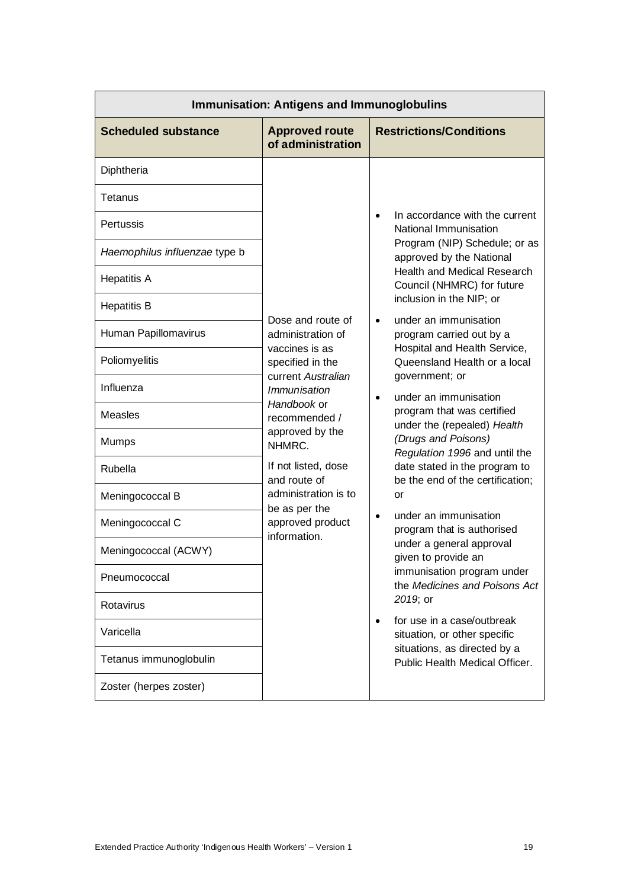| Immunisation: Antigens and Immunoglobulins | | |
|---|---|---|
| **Scheduled substance** | **Approved route of administration** | **Restrictions/Conditions** |
| Diphtheria | Dose and route of administration of vaccines is as specified in the current *Australian Immunisation Handbook* or recommended / approved by the NHMRC.<br><br>If not listed, dose and route of administration is to be as per the approved product information. | • In accordance with the current National Immunisation Program (NIP) Schedule; or as approved by the National Health and Medical Research Council (NHMRC) for future inclusion in the NIP; or<br>• under an immunisation program carried out by a Hospital and Health Service, Queensland Health or a local government; or<br>• under an immunisation program that was certified under the (repealed) *Health (Drugs and Poisons) Regulation 1996* and until the date stated in the program to be the end of the certification; or<br>• under an immunisation program that is authorised under a general approval given to provide an immunisation program under the *Medicines and Poisons Act 2019*; or<br>• for use in a case/outbreak situation, or other specific situations, as directed by a Public Health Medical Officer. |
| Tetanus | | |
| Pertussis | | |
| *Haemophilus influenzae* type b | | |
| Hepatitis A | | |
| Hepatitis B | | |
| Human Papillomavirus | | |
| Poliomyelitis | | |
| Influenza | | |
| Measles | | |
| Mumps | | |
| Rubella | | |
| Meningococcal B | | |
| Meningococcal C | | |
| Meningococcal (ACWY) | | |
| Pneumococcal | | |
| Rotavirus | | |
| Varicella | | |
| Tetanus immunoglobulin | | |
| Zoster (herpes zoster) | | |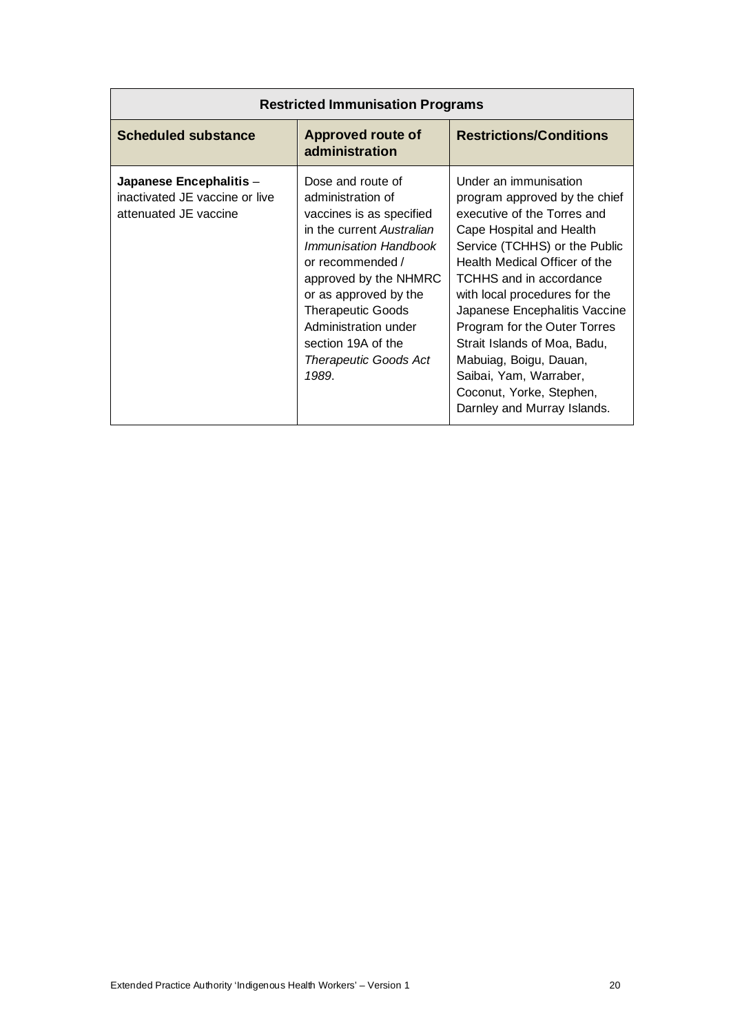| Restricted Immunisation Programs | | |
|---|---|---|
| **Scheduled substance** | **Approved route of administration** | **Restrictions/Conditions** |
| **Japanese Encephalitis** – inactivated JE vaccine or live attenuated JE vaccine | Dose and route of administration of vaccines is as specified in the current *Australian Immunisation Handbook* or recommended / approved by the NHMRC or as approved by the Therapeutic Goods Administration under section 19A of the *Therapeutic Goods Act 1989*. | Under an immunisation program approved by the chief executive of the Torres and Cape Hospital and Health Service (TCHHS) or the Public Health Medical Officer of the TCHHS and in accordance with local procedures for the Japanese Encephalitis Vaccine Program for the Outer Torres Strait Islands of Moa, Badu, Mabuiag, Boigu, Dauan, Saibai, Yam, Warraber, Coconut, Yorke, Stephen, Darnley and Murray Islands. |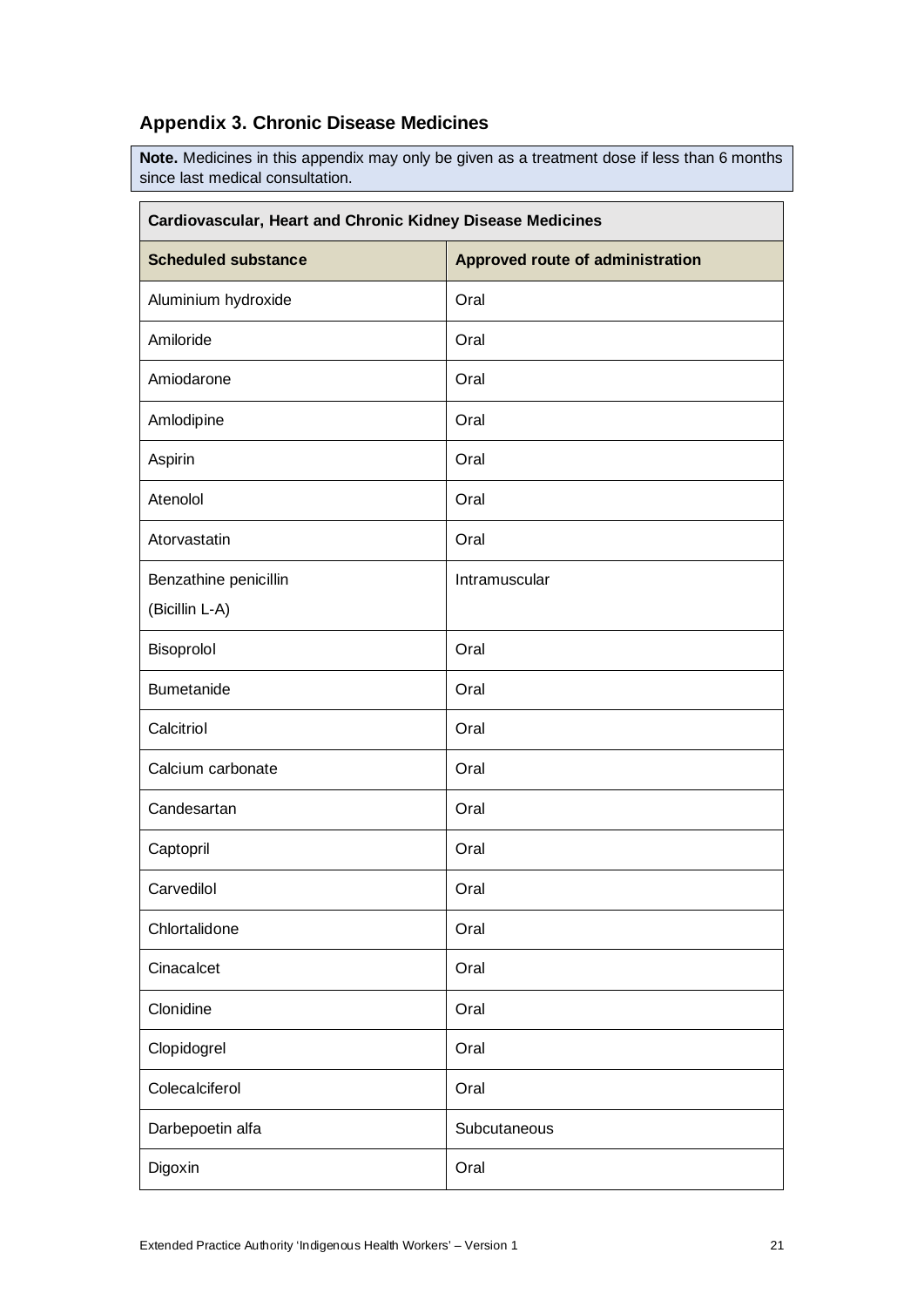## Appendix 3. Chronic Disease Medicines

**Note.** Medicines in this appendix may only be given as a treatment dose if less than 6 months since last medical consultation.

| **Cardiovascular, Heart and Chronic Kidney Disease Medicines** | |
|---|---|
| **Scheduled substance** | **Approved route of administration** |
| Aluminium hydroxide | Oral |
| Amiloride | Oral |
| Amiodarone | Oral |
| Amlodipine | Oral |
| Aspirin | Oral |
| Atenolol | Oral |
| Atorvastatin | Oral |
| Benzathine penicillin (Bicillin L-A) | Intramuscular |
| Bisoprolol | Oral |
| Bumetanide | Oral |
| Calcitriol | Oral |
| Calcium carbonate | Oral |
| Candesartan | Oral |
| Captopril | Oral |
| Carvedilol | Oral |
| Chlortalidone | Oral |
| Cinacalcet | Oral |
| Clonidine | Oral |
| Clopidogrel | Oral |
| Colecalciferol | Oral |
| Darbepoetin alfa | Subcutaneous |
| Digoxin | Oral |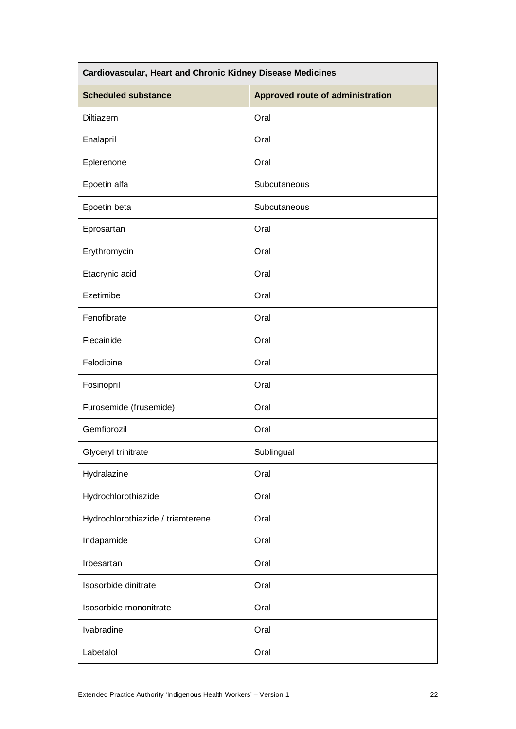| Cardiovascular, Heart and Chronic Kidney Disease Medicines | |
|---|---|
| **Scheduled substance** | **Approved route of administration** |
| Diltiazem | Oral |
| Enalapril | Oral |
| Eplerenone | Oral |
| Epoetin alfa | Subcutaneous |
| Epoetin beta | Subcutaneous |
| Eprosartan | Oral |
| Erythromycin | Oral |
| Etacrynic acid | Oral |
| Ezetimibe | Oral |
| Fenofibrate | Oral |
| Flecainide | Oral |
| Felodipine | Oral |
| Fosinopril | Oral |
| Furosemide (frusemide) | Oral |
| Gemfibrozil | Oral |
| Glyceryl trinitrate | Sublingual |
| Hydralazine | Oral |
| Hydrochlorothiazide | Oral |
| Hydrochlorothiazide / triamterene | Oral |
| Indapamide | Oral |
| Irbesartan | Oral |
| Isosorbide dinitrate | Oral |
| Isosorbide mononitrate | Oral |
| Ivabradine | Oral |
| Labetalol | Oral |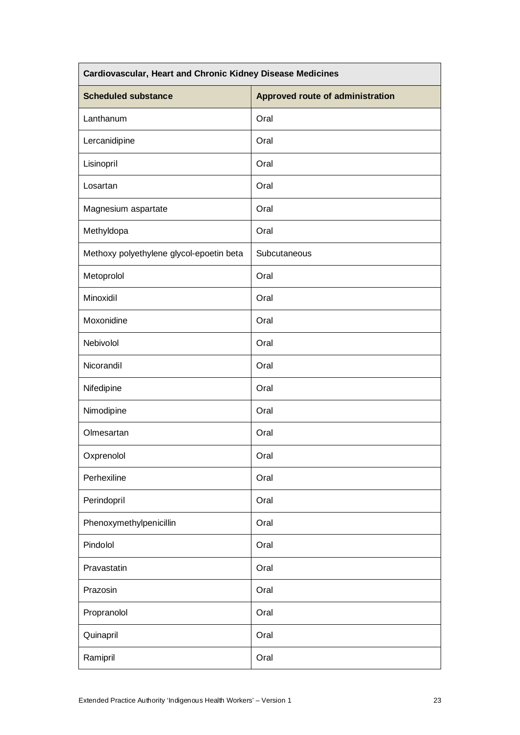| Cardiovascular, Heart and Chronic Kidney Disease Medicines | |
|---|---|
| **Scheduled substance** | **Approved route of administration** |
| Lanthanum | Oral |
| Lercanidipine | Oral |
| Lisinopril | Oral |
| Losartan | Oral |
| Magnesium aspartate | Oral |
| Methyldopa | Oral |
| Methoxy polyethylene glycol-epoetin beta | Subcutaneous |
| Metoprolol | Oral |
| Minoxidil | Oral |
| Moxonidine | Oral |
| Nebivolol | Oral |
| Nicorandil | Oral |
| Nifedipine | Oral |
| Nimodipine | Oral |
| Olmesartan | Oral |
| Oxprenolol | Oral |
| Perhexiline | Oral |
| Perindopril | Oral |
| Phenoxymethylpenicillin | Oral |
| Pindolol | Oral |
| Pravastatin | Oral |
| Prazosin | Oral |
| Propranolol | Oral |
| Quinapril | Oral |
| Ramipril | Oral |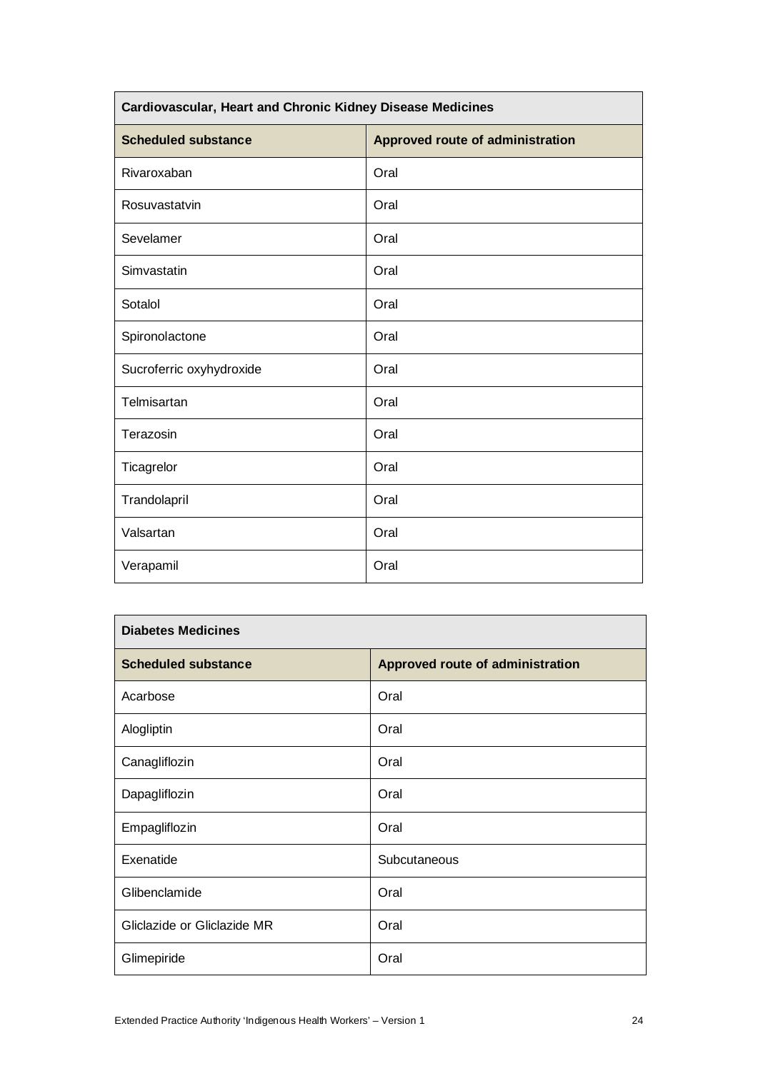| Cardiovascular, Heart and Chronic Kidney Disease Medicines | |
|---|---|
| **Scheduled substance** | **Approved route of administration** |
| Rivaroxaban | Oral |
| Rosuvastatvin | Oral |
| Sevelamer | Oral |
| Simvastatin | Oral |
| Sotalol | Oral |
| Spironolactone | Oral |
| Sucroferric oxyhydroxide | Oral |
| Telmisartan | Oral |
| Terazosin | Oral |
| Ticagrelor | Oral |
| Trandolapril | Oral |
| Valsartan | Oral |
| Verapamil | Oral |

| Diabetes Medicines | |
|---|---|
| **Scheduled substance** | **Approved route of administration** |
| Acarbose | Oral |
| Alogliptin | Oral |
| Canagliflozin | Oral |
| Dapagliflozin | Oral |
| Empagliflozin | Oral |
| Exenatide | Subcutaneous |
| Glibenclamide | Oral |
| Gliclazide or Gliclazide MR | Oral |
| Glimepiride | Oral |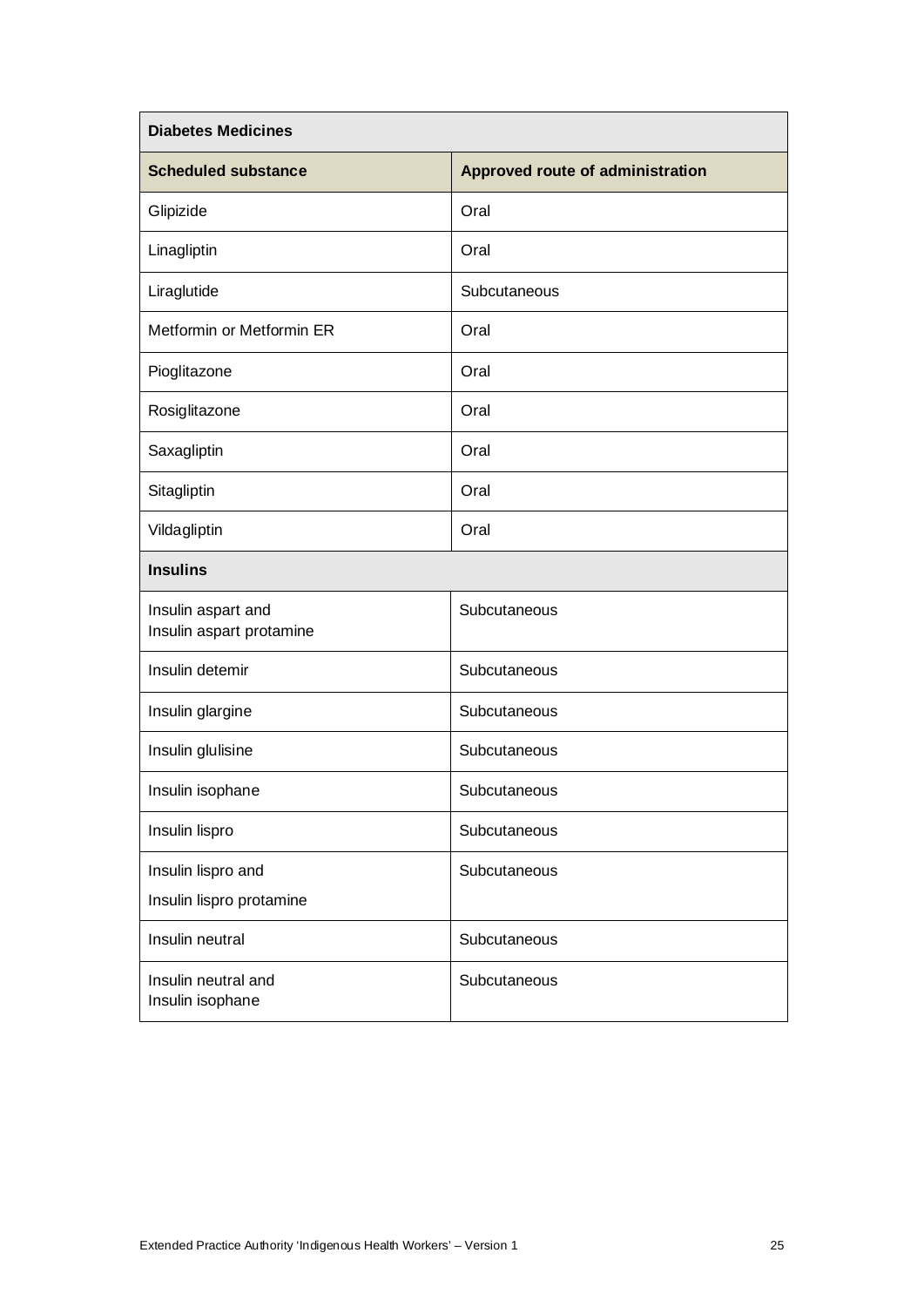| Diabetes Medicines | |
|---|---|
| **Scheduled substance** | **Approved route of administration** |
| Glipizide | Oral |
| Linagliptin | Oral |
| Liraglutide | Subcutaneous |
| Metformin or Metformin ER | Oral |
| Pioglitazone | Oral |
| Rosiglitazone | Oral |
| Saxagliptin | Oral |
| Sitagliptin | Oral |
| Vildagliptin | Oral |
| **Insulins** | |
| Insulin aspart and Insulin aspart protamine | Subcutaneous |
| Insulin detemir | Subcutaneous |
| Insulin glargine | Subcutaneous |
| Insulin glulisine | Subcutaneous |
| Insulin isophane | Subcutaneous |
| Insulin lispro | Subcutaneous |
| Insulin lispro and Insulin lispro protamine | Subcutaneous |
| Insulin neutral | Subcutaneous |
| Insulin neutral and Insulin isophane | Subcutaneous |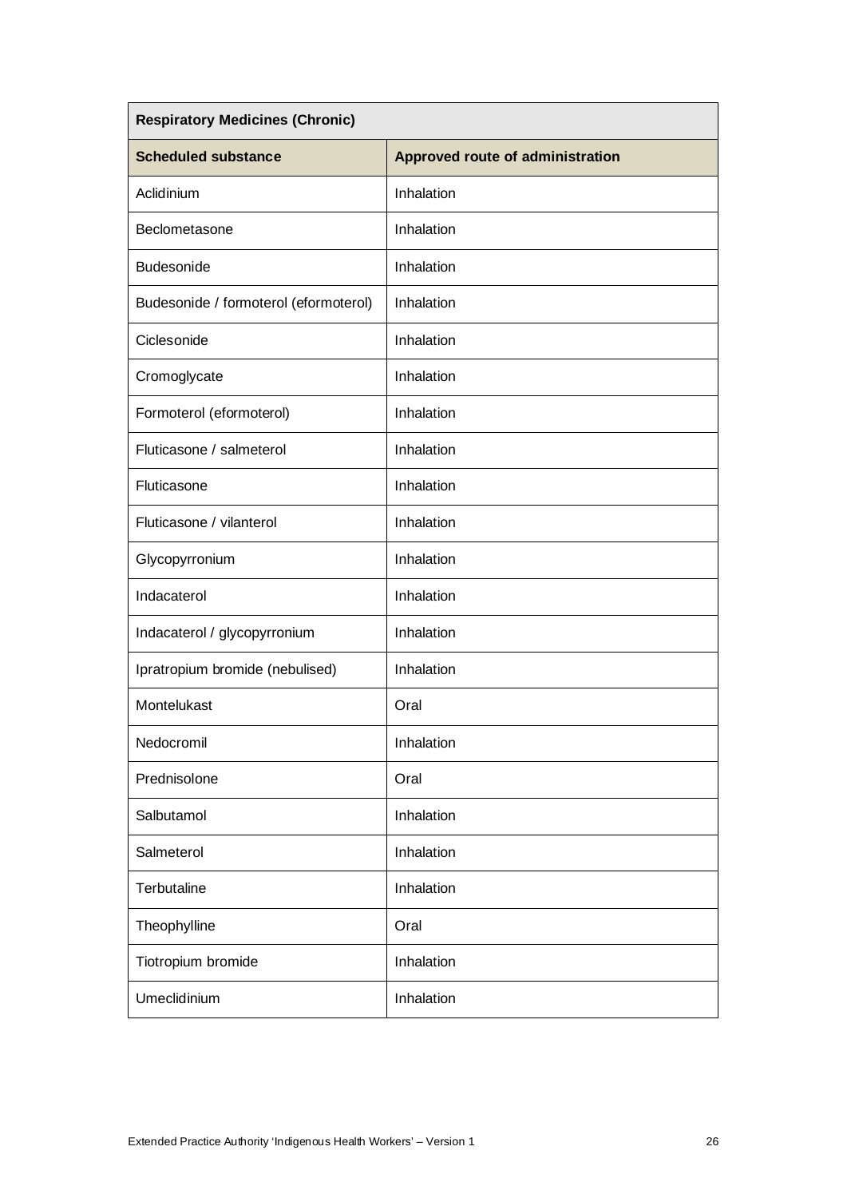| Respiratory Medicines (Chronic) | |
|---|---|
| **Scheduled substance** | **Approved route of administration** |
| Aclidinium | Inhalation |
| Beclometasone | Inhalation |
| Budesonide | Inhalation |
| Budesonide / formoterol (eformoterol) | Inhalation |
| Ciclesonide | Inhalation |
| Cromoglycate | Inhalation |
| Formoterol (eformoterol) | Inhalation |
| Fluticasone / salmeterol | Inhalation |
| Fluticasone | Inhalation |
| Fluticasone / vilanterol | Inhalation |
| Glycopyrronium | Inhalation |
| Indacaterol | Inhalation |
| Indacaterol / glycopyrronium | Inhalation |
| Ipratropium bromide (nebulised) | Inhalation |
| Montelukast | Oral |
| Nedocromil | Inhalation |
| Prednisolone | Oral |
| Salbutamol | Inhalation |
| Salmeterol | Inhalation |
| Terbutaline | Inhalation |
| Theophylline | Oral |
| Tiotropium bromide | Inhalation |
| Umeclidinium | Inhalation |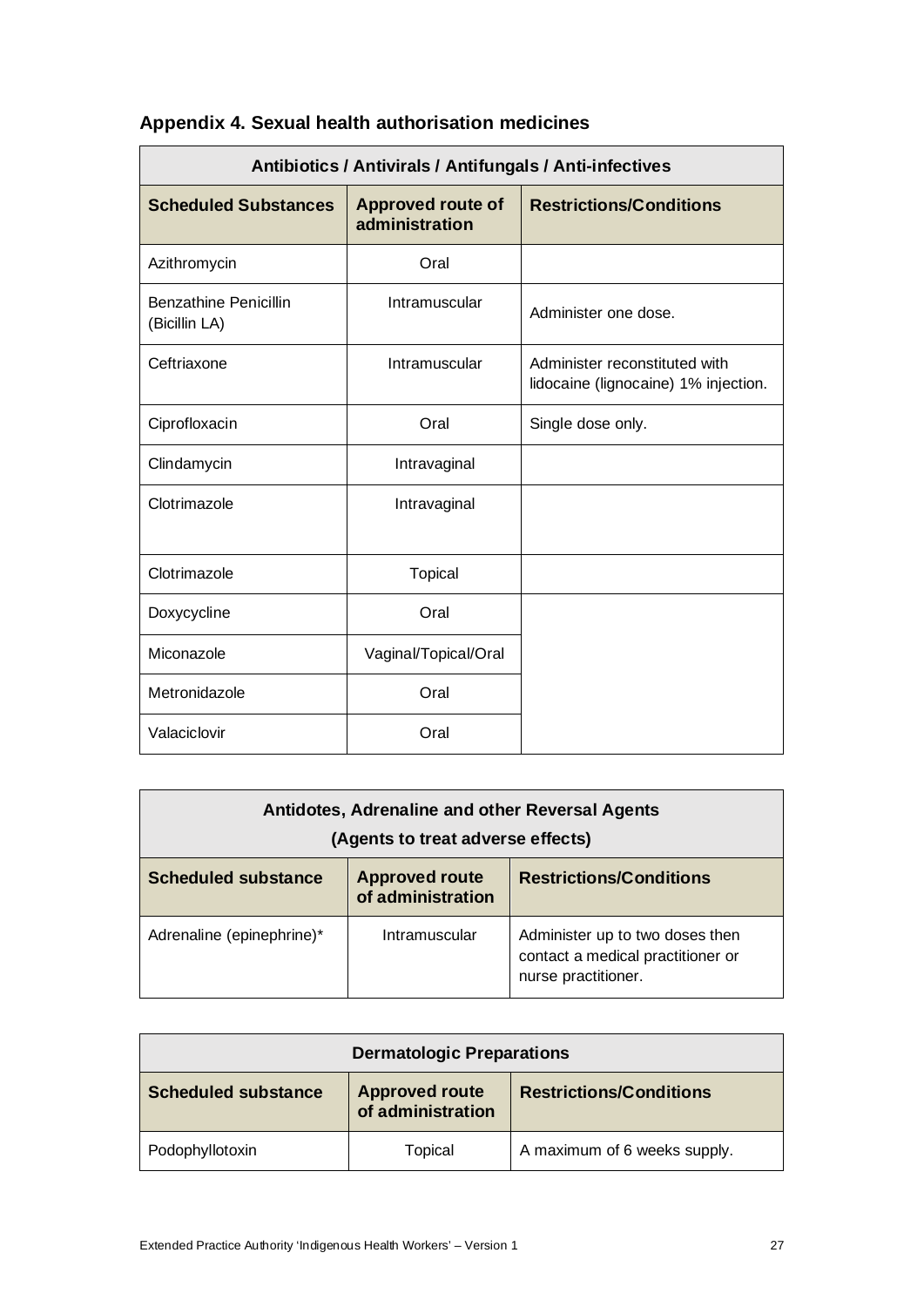## Appendix 4. Sexual health authorisation medicines

| Antibiotics / Antivirals / Antifungals / Anti-infectives | | |
|---|---|---|
| **Scheduled Substances** | **Approved route of administration** | **Restrictions/Conditions** |
| Azithromycin | Oral | |
| Benzathine Penicillin (Bicillin LA) | Intramuscular | Administer one dose. |
| Ceftriaxone | Intramuscular | Administer reconstituted with lidocaine (lignocaine) 1% injection. |
| Ciprofloxacin | Oral | Single dose only. |
| Clindamycin | Intravaginal | |
| Clotrimazole | Intravaginal | |
| Clotrimazole | Topical | |
| Doxycycline | Oral | |
| Miconazole | Vaginal/Topical/Oral | |
| Metronidazole | Oral | |
| Valaciclovir | Oral | |

| Antidotes, Adrenaline and other Reversal Agents (Agents to treat adverse effects) | | |
|---|---|---|
| **Scheduled substance** | **Approved route of administration** | **Restrictions/Conditions** |
| Adrenaline (epinephrine)* | Intramuscular | Administer up to two doses then contact a medical practitioner or nurse practitioner. |

| Dermatologic Preparations | | |
|---|---|---|
| **Scheduled substance** | **Approved route of administration** | **Restrictions/Conditions** |
| Podophyllotoxin | Topical | A maximum of 6 weeks supply. |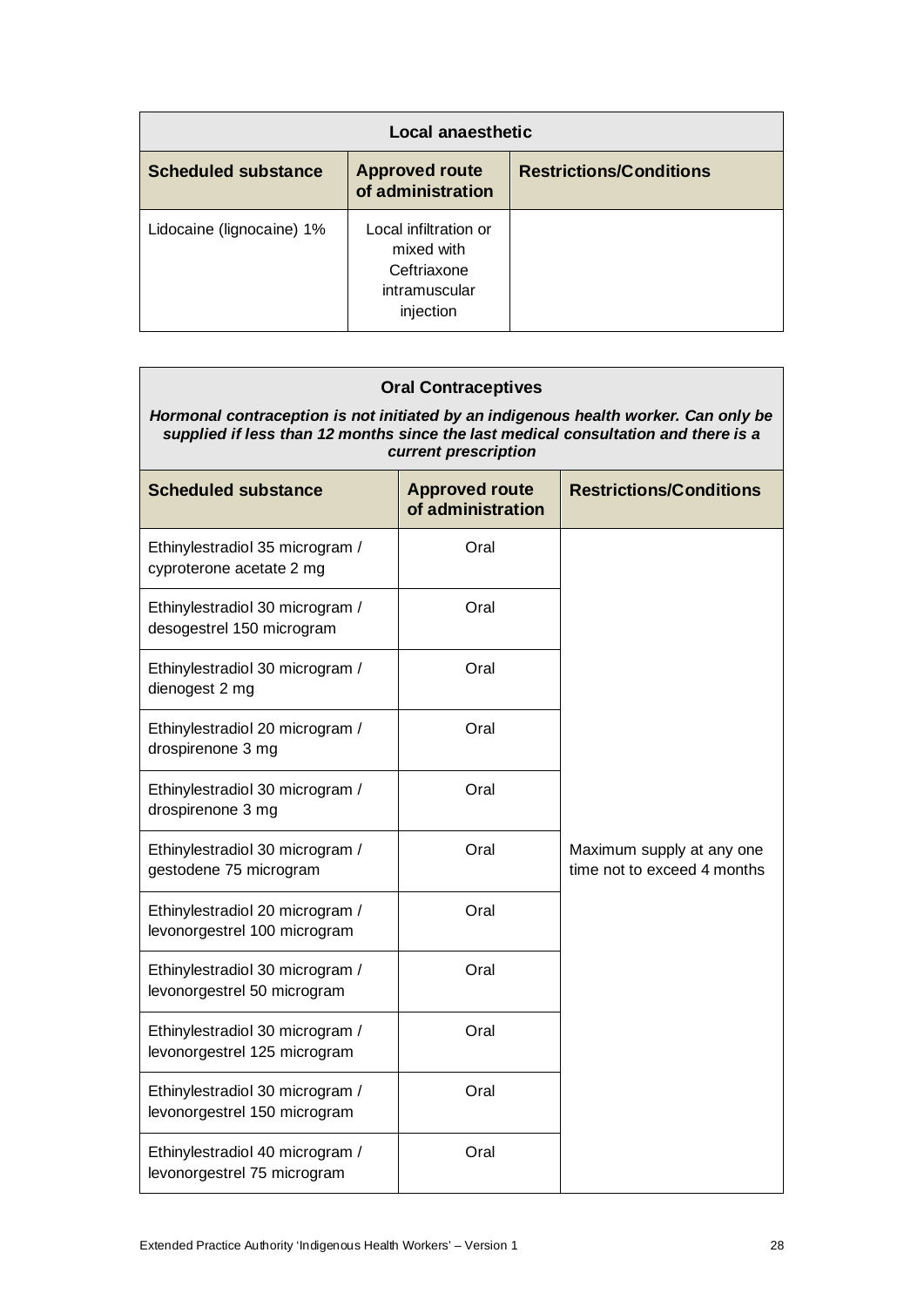| Local anaesthetic | | |
|---|---|---|
| **Scheduled substance** | **Approved route of administration** | **Restrictions/Conditions** |
| Lidocaine (lignocaine) 1% | Local infiltration or mixed with Ceftriaxone intramuscular injection | |

**Oral Contraceptives**

***Hormonal contraception is not initiated by an indigenous health worker. Can only be supplied if less than 12 months since the last medical consultation and there is a current prescription***

| Scheduled substance | Approved route of administration | Restrictions/Conditions |
|---|---|---|
| Ethinylestradiol 35 microgram / cyproterone acetate 2 mg | Oral | Maximum supply at any one time not to exceed 4 months |
| Ethinylestradiol 30 microgram / desogestrel 150 microgram | Oral | |
| Ethinylestradiol 30 microgram / dienogest 2 mg | Oral | |
| Ethinylestradiol 20 microgram / drospirenone 3 mg | Oral | |
| Ethinylestradiol 30 microgram / drospirenone 3 mg | Oral | |
| Ethinylestradiol 30 microgram / gestodene 75 microgram | Oral | |
| Ethinylestradiol 20 microgram / levonorgestrel 100 microgram | Oral | |
| Ethinylestradiol 30 microgram / levonorgestrel 50 microgram | Oral | |
| Ethinylestradiol 30 microgram / levonorgestrel 125 microgram | Oral | |
| Ethinylestradiol 30 microgram / levonorgestrel 150 microgram | Oral | |
| Ethinylestradiol 40 microgram / levonorgestrel 75 microgram | Oral | |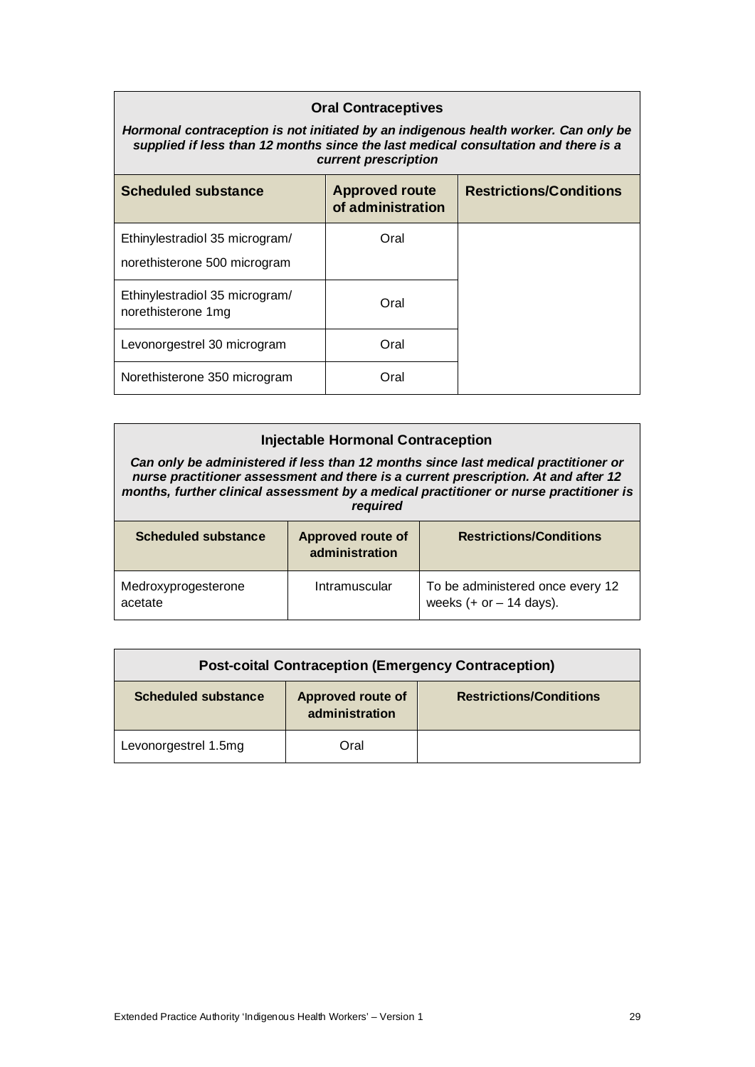## Oral Contraceptives

***Hormonal contraception is not initiated by an indigenous health worker. Can only be supplied if less than 12 months since the last medical consultation and there is a current prescription***

| Scheduled substance | Approved route of administration | Restrictions/Conditions |
|---|---|---|
| Ethinylestradiol 35 microgram/ norethisterone 500 microgram | Oral | |
| Ethinylestradiol 35 microgram/ norethisterone 1mg | Oral | |
| Levonorgestrel 30 microgram | Oral | |
| Norethisterone 350 microgram | Oral | |

## Injectable Hormonal Contraception

***Can only be administered if less than 12 months since last medical practitioner or nurse practitioner assessment and there is a current prescription. At and after 12 months, further clinical assessment by a medical practitioner or nurse practitioner is required***

| Scheduled substance | Approved route of administration | Restrictions/Conditions |
|---|---|---|
| Medroxyprogesterone acetate | Intramuscular | To be administered once every 12 weeks (+ or – 14 days). |

## Post-coital Contraception (Emergency Contraception)

| Scheduled substance | Approved route of administration | Restrictions/Conditions |
|---|---|---|
| Levonorgestrel 1.5mg | Oral | |